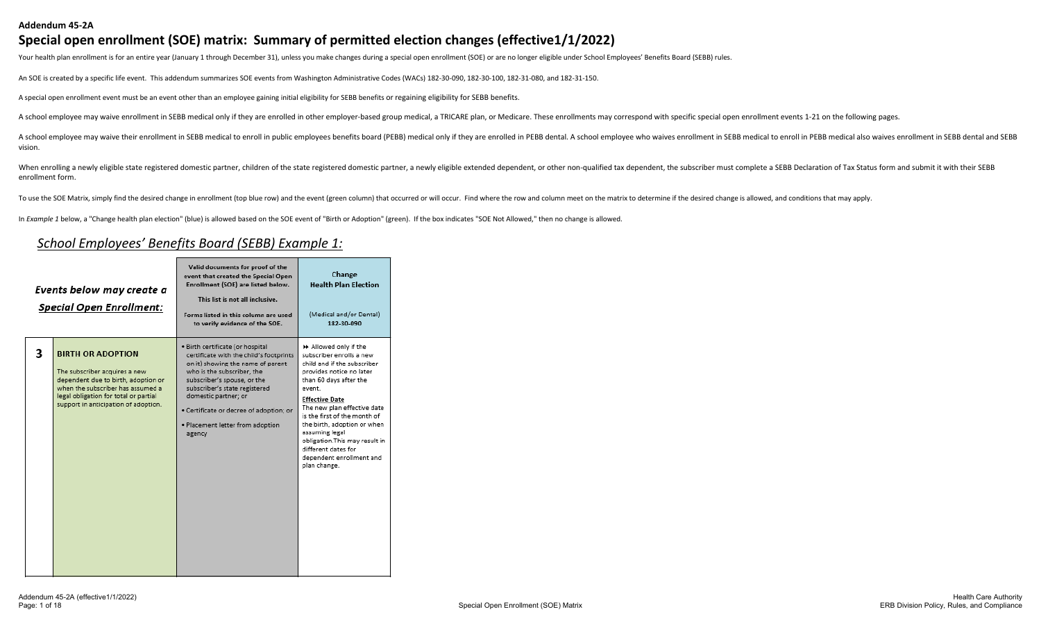## Addendum 45-2A

# Special open enrollment (SOE) matrix: Summary of permitted election changes (effective1/1/2022)

Your health plan enrollment is for an entire year (January 1 through December 31), unless you make changes during a special open enrollment (SOE) or are no longer eligible under School Employees' Benefits Board (SEBB) rules.

An SOE is created by a specific life event. This addendum summarizes SOE events from Washington Administrative Codes (WACs) 182-30-090, 182-30-100, 182-31-080, and 182-31-150.

A special open enrollment event must be an event other than an employee gaining initial eligibility for SEBB benefits or regaining eligibility for SEBB benefits.

A school employee may waive enrollment in SEBB medical only if they are enrolled in other employer-based group medical, a TRICARE plan, or Medicare. These enrollments may correspond with specific special open enrollment events 1-21 on the following pages.

A school employee may waive their enrollment in SEBB medical to enroll in public employees benefits board (PEBB) medical only if they are enrolled in PEBB dental. A school employee who waives enrollment in SEBB medical to enroll in PEBB medical also waives enrollment in SEBB dental and SEBB vision.

When enrolling a newly eligible state registered domestic partner, children of the state registered domestic partner, a newly eligible extended dependent, or other non-qualified tax dependent, the subscriber must complete a SEBB Declaration of Tax Status form and submit it with their SEBB enrollment form.

To use the SOE Matrix, simply find the desired change in enrollment (top blue row) and the event (green column) that occurred or will occur. Find where the row and column meet on the matrix to determine if the desired change is allowed, and conditions that may apply.

In *Example 1* below, a "Change health plan election" (blue) is allowed based on the SOE event of "Birth or Adoption" (green). If the box indicates "SOE Not Allowed," then no change is allowed.

## *School Employees' Benefits Board (SEBB) Example 1:*

| | ***Events below may create a Special Open Enrollment:*** | **Valid documents for proof of the event that created the Special Open Enrollment (SOE) are listed below. This list is not all inclusive. Forms listed in this column are used to verify evidence of the SOE.** | **Change Health Plan Election** (Medical and/or Dental) 182-30-090 |
|---|---|---|---|
| **3** | **BIRTH OR ADOPTION** The subscriber acquires a new dependent due to birth, adoption or when the subscriber has assumed a legal obligation for total or partial support in anticipation of adoption. | • Birth certificate (or hospital certificate with the child's footprints on it) showing the name of parent who is the subscriber, the subscriber's spouse, or the subscriber's state registered domestic partner; or<br>• Certificate or decree of adoption; or<br>• Placement letter from adoption agency | ►► Allowed only if the subscriber enrolls a new child and if the subscriber provides notice no later than 60 days after the event.<br>**Effective Date**<br>The new plan effective date is the first of the month of the birth, adoption or when assuming legal obligation.This may result in different dates for dependent enrollment and plan change. |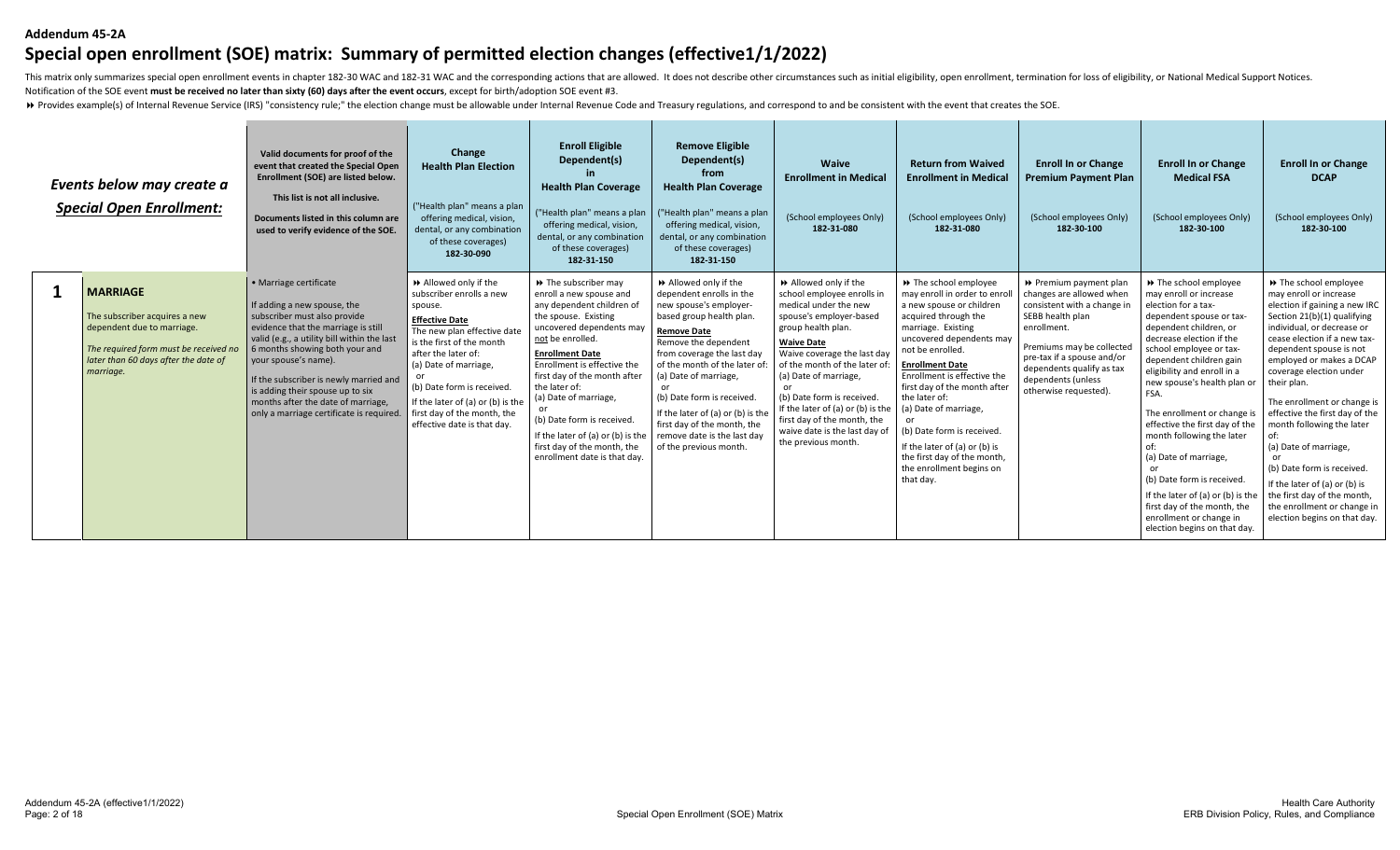Addendum 45-2A

# Special open enrollment (SOE) matrix: Summary of permitted election changes (effective1/1/2022)

This matrix only summarizes special open enrollment events in chapter 182-30 WAC and 182-31 WAC and the corresponding actions that are allowed. It does not describe other circumstances such as initial eligibility, open enrollment, termination for loss of eligibility, or National Medical Support Notices. Notification of the SOE event **must be received no later than sixty (60) days after the event occurs**, except for birth/adoption SOE event #3.

⏩ Provides example(s) of Internal Revenue Service (IRS) "consistency rule;" the election change must be allowable under Internal Revenue Code and Treasury regulations, and correspond to and be consistent with the event that creates the SOE.

| | ***Events below may create a Special Open Enrollment:*** | **Valid documents for proof of the event that created the Special Open Enrollment (SOE) are listed below.**<br>**This list is not all inclusive.**<br>**Documents listed in this column are used to verify evidence of the SOE.** | **Change Health Plan Election**<br>("Health plan" means a plan offering medical, vision, dental, or any combination of these coverages)<br>**182-30-090** | **Enroll Eligible Dependent(s) in Health Plan Coverage**<br>("Health plan" means a plan offering medical, vision, dental, or any combination of these coverages)<br>**182-31-150** | **Remove Eligible Dependent(s) from Health Plan Coverage**<br>("Health plan" means a plan offering medical, vision, dental, or any combination of these coverages)<br>**182-31-150** | **Waive Enrollment in Medical**<br>(School employees Only)<br>**182-31-080** | **Return from Waived Enrollment in Medical**<br>(School employees Only)<br>**182-31-080** | **Enroll In or Change Premium Payment Plan**<br>(School employees Only)<br>**182-30-100** | **Enroll In or Change Medical FSA**<br>(School employees Only)<br>**182-30-100** | **Enroll In or Change DCAP**<br>(School employees Only)<br>**182-30-100** |
|---|---|---|---|---|---|---|---|---|---|---|
| **1** | **MARRIAGE**<br>The subscriber acquires a new dependent due to marriage.<br>*The required form must be received no later than 60 days after the date of marriage.* | • Marriage certificate<br>If adding a new spouse, the subscriber must also provide evidence that the marriage is still valid (e.g., a utility bill within the last 6 months showing both your and your spouse's name).<br>If the subscriber is newly married and is adding their spouse up to six months after the date of marriage, only a marriage certificate is required. | ⏩ Allowed only if the subscriber enrolls a new spouse.<br>**Effective Date**<br>The new plan effective date is the first of the month after the later of:<br>(a) Date of marriage,<br>or<br>(b) Date form is received.<br>If the later of (a) or (b) is the first day of the month, the effective date is that day. | ⏩ The subscriber may enroll a new spouse and any dependent children of the spouse. Existing uncovered dependents may not be enrolled.<br>**Enrollment Date**<br>Enrollment is effective the first day of the month after the later of:<br>(a) Date of marriage,<br>or<br>(b) Date form is received.<br>If the later of (a) or (b) is the first day of the month, the enrollment date is that day. | ⏩ Allowed only if the dependent enrolls in the new spouse's employer-based group health plan.<br>**Remove Date**<br>Remove the dependent from coverage the last day of the month of the later of:<br>(a) Date of marriage,<br>or<br>(b) Date form is received.<br>If the later of (a) or (b) is the first day of the month, the remove date is the last day of the previous month. | ⏩ Allowed only if the school employee enrolls in medical under the new spouse's employer-based group health plan.<br>**Waive Date**<br>Waive coverage the last day of the month of the later of:<br>(a) Date of marriage,<br>or<br>(b) Date form is received.<br>If the later of (a) or (b) is the first day of the month, the waive date is the last day of the previous month. | ⏩ The school employee may enroll in order to enroll a new spouse or children acquired through the marriage. Existing uncovered dependents may not be enrolled.<br>**Enrollment Date**<br>Enrollment is effective the first day of the month after the later of:<br>(a) Date of marriage,<br>or<br>(b) Date form is received.<br>If the later of (a) or (b) is the first day of the month, the enrollment begins on that day. | ⏩ Premium payment plan changes are allowed when consistent with a change in SEBB health plan enrollment.<br>Premiums may be collected pre-tax if a spouse and/or dependents qualify as tax dependents (unless otherwise requested). | ⏩ The school employee may enroll or increase election for a tax-dependent spouse or tax-dependent children, or decrease election if the school employee or tax-dependent children gain eligibility and enroll in a new spouse's health plan or FSA.<br>The enrollment or change is effective the first day of the month following the later of:<br>(a) Date of marriage,<br>or<br>(b) Date form is received.<br>If the later of (a) or (b) is the first day of the month, the enrollment or change in election begins on that day. | ⏩ The school employee may enroll or increase election if gaining a new IRC Section 21(b)(1) qualifying individual, or decrease or cease election if a new tax-dependent spouse is not employed or makes a DCAP coverage election under their plan.<br>The enrollment or change is effective the first day of the month following the later of:<br>(a) Date of marriage,<br>or<br>(b) Date form is received.<br>If the later of (a) or (b) is the first day of the month, the enrollment or change in election begins on that day. |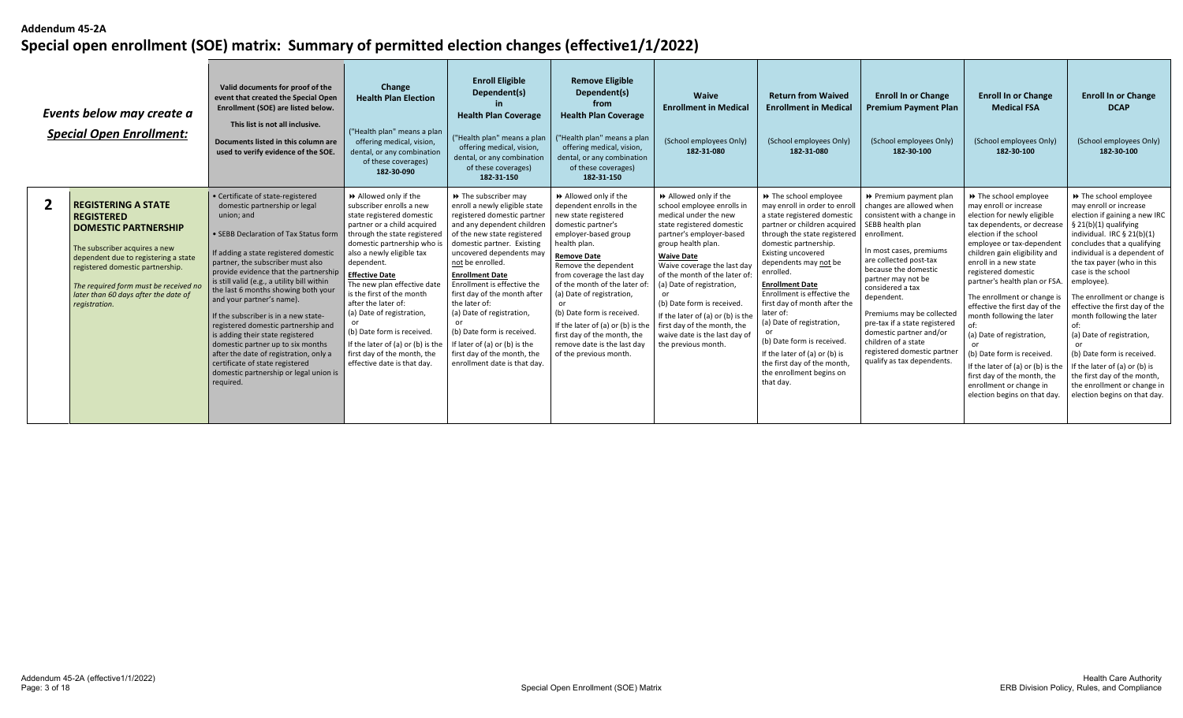**Addendum 45-2A**

# Special open enrollment (SOE) matrix: Summary of permitted election changes (effective1/1/2022)

| | *Events below may create a Special Open Enrollment:* | Valid documents for proof of the event that created the Special Open Enrollment (SOE) are listed below. This list is not all inclusive. Documents listed in this column are used to verify evidence of the SOE. | Change Health Plan Election ("Health plan" means a plan offering medical, vision, dental, or any combination of these coverages) 182-30-090 | Enroll Eligible Dependent(s) in Health Plan Coverage ("Health plan" means a plan offering medical, vision, dental, or any combination of these coverages) 182-31-150 | Remove Eligible Dependent(s) from Health Plan Coverage ("Health plan" means a plan offering medical, vision, dental, or any combination of these coverages) 182-31-150 | Waive Enrollment in Medical (School employees Only) 182-31-080 | Return from Waived Enrollment in Medical (School employees Only) 182-31-080 | Enroll In or Change Premium Payment Plan (School employees Only) 182-30-100 | Enroll In or Change Medical FSA (School employees Only) 182-30-100 | Enroll In or Change DCAP (School employees Only) 182-30-100 |
|---|---|---|---|---|---|---|---|---|---|---|
| **2** | **REGISTERING A STATE REGISTERED DOMESTIC PARTNERSHIP** The subscriber acquires a new dependent due to registering a state registered domestic partnership. *The required form must be received no later than 60 days after the date of registration.* | • Certificate of state-registered domestic partnership or legal union; and • SEBB Declaration of Tax Status form If adding a state registered domestic partner, the subscriber must also provide evidence that the partnership is still valid (e.g., a utility bill within the last 6 months showing both your and your partner's name). If the subscriber is in a new state-registered domestic partnership and is adding their state registered domestic partner up to six months after the date of registration, only a certificate of state registered domestic partnership or legal union is required. | ⏩ Allowed only if the subscriber enrolls a new state registered domestic partner or a child acquired through the state registered domestic partnership who is also a newly eligible tax dependent. **Effective Date** The new plan effective date is the first of the month after the later of: (a) Date of registration, or (b) Date form is received. If the later of (a) or (b) is the first day of the month, the effective date is that day. | ⏩ The subscriber may enroll a newly eligible state registered domestic partner and any dependent children of the new state registered domestic partner. Existing uncovered dependents may not be enrolled. **Enrollment Date** Enrollment is effective the first day of the month after the later of: (a) Date of registration, or (b) Date form is received. If later of (a) or (b) is the first day of the month, the enrollment date is that day. | ⏩ Allowed only if the dependent enrolls in the new state registered domestic partner's employer-based group health plan. **Remove Date** Remove the dependent from coverage the last day of the month of the later of: (a) Date of registration, or (b) Date form is received. If the later of (a) or (b) is the first day of the month, the remove date is the last day of the previous month. | ⏩ Allowed only if the school employee enrolls in medical under the new state registered domestic partner's employer-based group health plan. **Waive Date** Waive coverage the last day of the month of the later of: (a) Date of registration, or (b) Date form is received. If the later of (a) or (b) is the first day of the month, the waive date is the last day of the previous month. | ⏩ The school employee may enroll in order to enroll a state registered domestic partner or children acquired through the state registered domestic partnership. Existing uncovered dependents may not be enrolled. **Enrollment Date** Enrollment is effective the first day of month after the later of: (a) Date of registration, or (b) Date form is received. If the later of (a) or (b) is the first day of the month, the enrollment begins on that day. | ⏩ Premium payment plan changes are allowed when consistent with a change in SEBB health plan enrollment. In most cases, premiums are collected post-tax because the domestic partner may not be considered a tax dependent. Premiums may be collected pre-tax if a state registered domestic partner and/or children of a state registered domestic partner qualify as tax dependents. | ⏩ The school employee may enroll or increase election for newly eligible tax dependents, or decrease election if the school employee or tax-dependent children gain eligibility and enroll in a new state registered domestic partner's health plan or FSA. The enrollment or change is effective the first day of the month following the later of: (a) Date of registration, or (b) Date form is received. If the later of (a) or (b) is the first day of the month, the enrollment or change in election begins on that day. | ⏩ The school employee may enroll or increase election if gaining a new IRC § 21(b)(1) qualifying individual. IRC § 21(b)(1) concludes that a qualifying individual is a dependent of the tax payer (who in this case is the school employee). The enrollment or change is effective the first day of the month following the later of: (a) Date of registration, or (b) Date form is received. If the later of (a) or (b) is the first day of the month, the enrollment or change in election begins on that day. |

Addendum 45-2A (effective1/1/2022)

Special Open Enrollment (SOE) Matrix

Health Care Authority
ERB Division Policy, Rules, and Compliance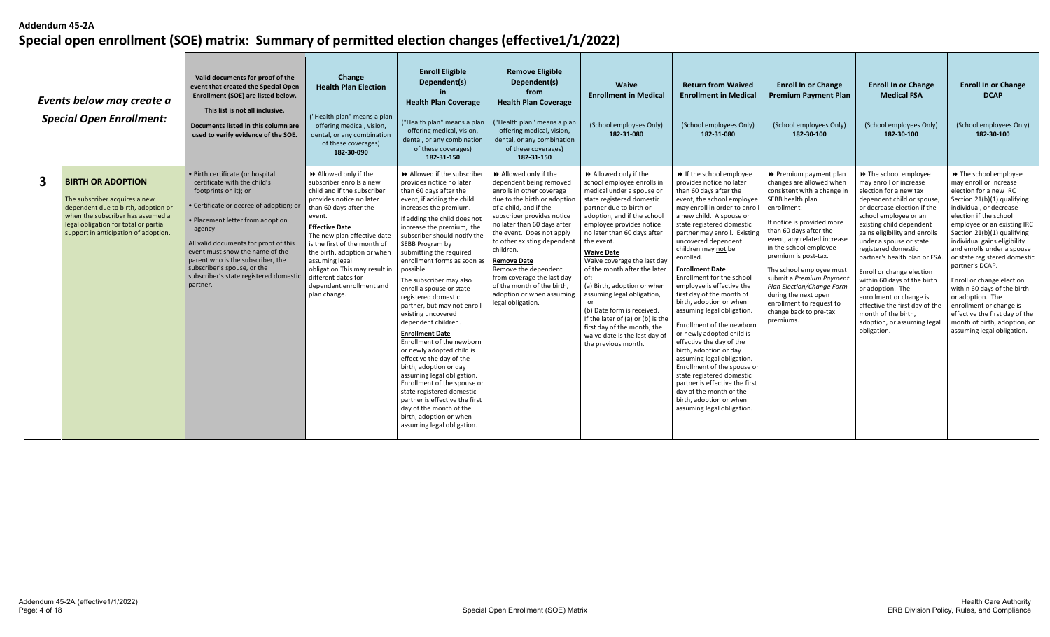**Addendum 45-2A**

# Special open enrollment (SOE) matrix: Summary of permitted election changes (effective1/1/2022)

| | *Events below may create a Special Open Enrollment:* | Valid documents for proof of the event that created the Special Open Enrollment (SOE) are listed below. This list is not all inclusive. Documents listed in this column are used to verify evidence of the SOE. | Change Health Plan Election ("Health plan" means a plan offering medical, vision, dental, or any combination of these coverages) 182-30-090 | Enroll Eligible Dependent(s) in Health Plan Coverage ("Health plan" means a plan offering medical, vision, dental, or any combination of these coverages) 182-31-150 | Remove Eligible Dependent(s) from Health Plan Coverage ("Health plan" means a plan offering medical, vision, dental, or any combination of these coverages) 182-31-150 | Waive Enrollment in Medical (School employees Only) 182-31-080 | Return from Waived Enrollment in Medical (School employees Only) 182-31-080 | Enroll In or Change Premium Payment Plan (School employees Only) 182-30-100 | Enroll In or Change Medical FSA (School employees Only) 182-30-100 | Enroll In or Change DCAP (School employees Only) 182-30-100 |
|---|---|---|---|---|---|---|---|---|---|---|
| **3** | **BIRTH OR ADOPTION** The subscriber acquires a new dependent due to birth, adoption or when the subscriber has assumed a legal obligation for total or partial support in anticipation of adoption. | • Birth certificate (or hospital certificate with the child's footprints on it); or • Certificate or decree of adoption; or • Placement letter from adoption agency All valid documents for proof of this event must show the name of the parent who is the subscriber, the subscriber's spouse, or the subscriber's state registered domestic partner. | ⏩ Allowed only if the subscriber enrolls a new child and if the subscriber provides notice no later than 60 days after the event. **Effective Date** The new plan effective date is the first of the month of the birth, adoption or when assuming legal obligation.This may result in different dates for dependent enrollment and plan change. | ⏩ Allowed if the subscriber provides notice no later than 60 days after the event, if adding the child increases the premium. If adding the child does not increase the premium, the subscriber should notify the SEBB Program by submitting the required enrollment forms as soon as possible. The subscriber may also enroll a spouse or state registered domestic partner, but may not enroll existing uncovered dependent children. **Enrollment Date** Enrollment of the newborn or newly adopted child is effective the day of the birth, adoption or day assuming legal obligation. Enrollment of the spouse or state registered domestic partner is effective the first day of the month of the birth, adoption or when assuming legal obligation. | ⏩ Allowed only if the dependent being removed enrolls in other coverage due to the birth or adoption of a child, and if the subscriber provides notice no later than 60 days after the event. Does not apply to other existing dependent children. **Remove Date** Remove the dependent from coverage the last day of the month of the birth, adoption or when assuming legal obligation. | ⏩ Allowed only if the school employee enrolls in medical under a spouse or state registered domestic partner due to birth or adoption, and if the school employee provides notice no later than 60 days after the event. **Waive Date** Waive coverage the last day of the month after the later of: (a) Birth, adoption or when assuming legal obligation, or (b) Date form is received. If the later of (a) or (b) is the first day of the month, the waive date is the last day of the previous month. | ⏩ If the school employee provides notice no later than 60 days after the event, the school employee may enroll in order to enroll a new child. A spouse or state registered domestic partner may enroll. Existing uncovered dependent children may not be enrolled. **Enrollment Date** Enrollment for the school employee is effective the first day of the month of birth, adoption or when assuming legal obligation. Enrollment of the newborn or newly adopted child is effective the day of the birth, adoption or day assuming legal obligation. Enrollment of the spouse or state registered domestic partner is effective the first day of the month of the birth, adoption or when assuming legal obligation. | ⏩ Premium payment plan changes are allowed when consistent with a change in SEBB health plan enrollment. If notice is provided more than 60 days after the event, any related increase in the school employee premium is post-tax. The school employee must submit a *Premium Payment Plan Election/Change Form* during the next open enrollment to request to change back to pre-tax premiums. | ⏩ The school employee may enroll or increase election for a new tax dependent child or spouse, or decrease election if the school employee or an existing child dependent gains eligibility and enrolls under a spouse or state registered domestic partner's health plan or FSA. Enroll or change election within 60 days of the birth or adoption. The enrollment or change is effective the first day of the month of the birth, adoption, or assuming legal obligation. | ⏩ The school employee may enroll or increase election for a new IRC Section 21(b)(1) qualifying individual, or decrease election if the school employee or an existing IRC Section 21(b)(1) qualifying individual gains eligibility and enrolls under a spouse or state registered domestic partner's DCAP. Enroll or change election within 60 days of the birth or adoption. The enrollment or change is effective the first day of the month of birth, adoption, or assuming legal obligation. |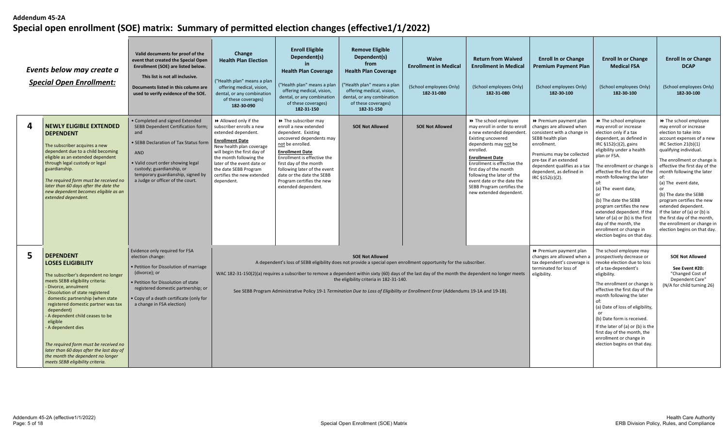**Addendum 45-2A**

# Special open enrollment (SOE) matrix: Summary of permitted election changes (effective1/1/2022)

| | *Events below may create a Special Open Enrollment:* | Valid documents for proof of the event that created the Special Open Enrollment (SOE) are listed below. This list is not all inclusive. Documents listed in this column are used to verify evidence of the SOE. | Change Health Plan Election ("Health plan" means a plan offering medical, vision, dental, or any combination of these coverages) 182-30-090 | Enroll Eligible Dependent(s) in Health Plan Coverage ("Health plan" means a plan offering medical, vision, dental, or any combination of these coverages) 182-31-150 | Remove Eligible Dependent(s) from Health Plan Coverage ("Health plan" means a plan offering medical, vision, dental, or any combination of these coverages) 182-31-150 | Waive Enrollment in Medical (School employees Only) 182-31-080 | Return from Waived Enrollment in Medical (School employees Only) 182-31-080 | Enroll In or Change Premium Payment Plan (School employees Only) 182-30-100 | Enroll In or Change Medical FSA (School employees Only) 182-30-100 | Enroll In or Change DCAP (School employees Only) 182-30-100 |
|---|---|---|---|---|---|---|---|---|---|---|
| **4** | **NEWLY ELIGIBLE EXTENDED DEPENDENT** The subscriber acquires a new dependent due to a child becoming eligible as an extended dependent through legal custody or legal guardianship. *The required form must be received no later than 60 days after the date the new dependent becomes eligible as an extended dependent.* | • Completed and signed Extended SEBB Dependent Certification form; and • SEBB Declaration of Tax Status form AND • Valid court order showing legal custody; guardianship, or temporary guardianship, signed by a Judge or officer of the court. | ►► Allowed only if the subscriber enrolls a new extended dependent. **Enrollment Date** New health plan coverage will begin the first day of the month following the later of the event date or the date the SEBB Program certifies the new extended dependent. | ►► The subscriber may enroll a new extended dependent. Existing uncovered dependents may not be enrolled. **Enrollment Date** Enrollment is effective the first day of the month following later of the event date or the date the SEBB Program certifies the new extended dependent. | **SOE Not Allowed** | **SOE Not Allowed** | ►► The school employee may enroll in order to enroll a new extended dependent. Existing uncovered dependents may not be enrolled. **Enrollment Date** Enrollment is effective the first day of the month following the later of the event date or the date the SEBB Program certifies the new extended dependent. | ►► Premium payment plan changes are allowed when consistent with a change in SEBB health plan enrollment. Premiums may be collected pre-tax if an extended dependent qualifies as a tax dependent, as defined in IRC §152(c)(2). | ►► The school employee may enroll or increase election only if a tax dependent, as defined in IRC §152(c)(2), gains eligibility under a health plan or FSA. The enrollment or change is effective the first day of the month following the later of: (a) The event date, or (b) The date the SEBB program certifies the new extended dependent. If the later of (a) or (b) is the first day of the month, the enrollment or change in election begins on that day. | ►► The school employee may enroll or increase election to take into account expenses of a new IRC Section 21(b)(1) qualifying individual. The enrollment or change is effective the first day of the month following the later of: (a) The event date, or (b) The date the SEBB program certifies the new extended dependent. If the later of (a) or (b) is the first day of the month, the enrollment or change in election begins on that day. |
| **5** | **DEPENDENT LOSES ELIGIBILITY** The subscriber's dependent no longer meets SEBB eligibility criteria: - Divorce, annulment - Dissolution of state registered domestic partnership (when state registered domestic partner was tax dependent) - A dependent child ceases to be eligible - A dependent dies *The required form must be received no later than 60 days after the last day of the month the dependent no longer meets SEBB eligibility criteria.* | Evidence only required for FSA election change: • Petition for Dissolution of marriage (divorce); or • Petition for Dissolution of state registered domestic partnership; or • Copy of a death certificate (only for a change in FSA election) | **SOE Not Allowed** A dependent's loss of SEBB eligibility does not provide a special open enrollment opportunity for the subscriber. WAC 182-31-150(2)(a) requires a subscriber to remove a dependent within sixty (60) days of the last day of the month the dependent no longer meets the eligibility criteria in 182-31-140. See SEBB Program Administrative Policy 19-1 *Termination Due to Loss of Eligibility or Enrollment Error* (Addendums 19-1A and 19-1B). | | | | | ►► Premium payment plan changes are allowed when a tax dependent's coverage is terminated for loss of eligibility. | The school employee may prospectively decrease or revoke election due to loss of a tax-dependent's eligibility. The enrollment or change is effective the first day of the month following the later of: (a) Date of loss of eligibility, or (b) Date form is received. If the later of (a) or (b) is the first day of the month, the enrollment or change in election begins on that day. | **SOE Not Allowed** See Event #20: "Changed Cost of Dependent Care" (N/A for child turning 26) |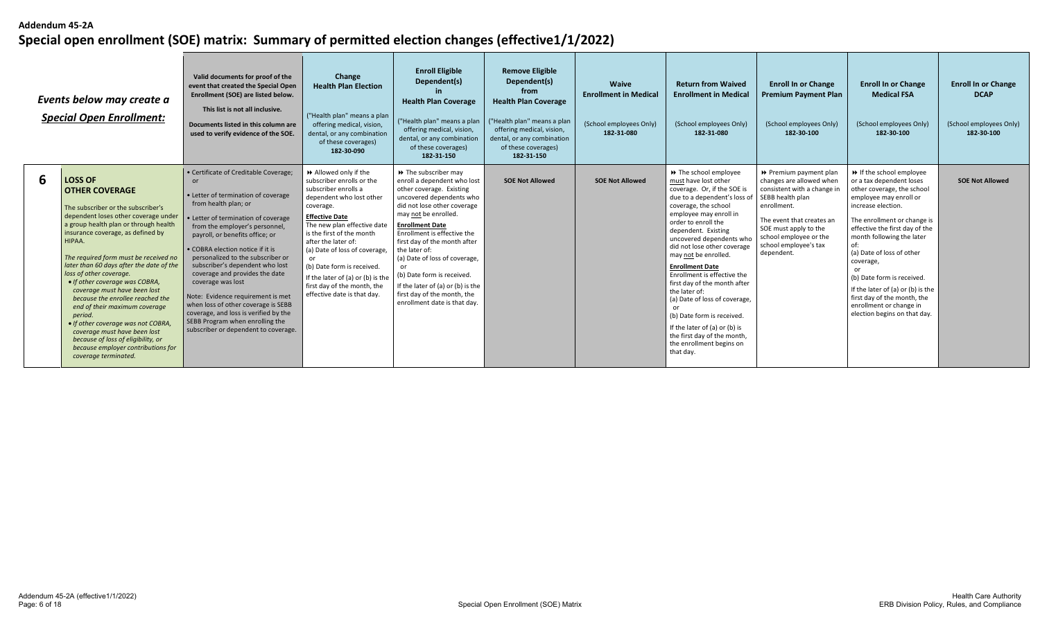**Addendum 45-2A**

# Special open enrollment (SOE) matrix: Summary of permitted election changes (effective1/1/2022)

| | *Events below may create a Special Open Enrollment:* | **Valid documents for proof of the event that created the Special Open Enrollment (SOE) are listed below.** **This list is not all inclusive.** **Documents listed in this column are used to verify evidence of the SOE.** | **Change Health Plan Election** ("Health plan" means a plan offering medical, vision, dental, or any combination of these coverages) **182-30-090** | **Enroll Eligible Dependent(s) in Health Plan Coverage** ("Health plan" means a plan offering medical, vision, dental, or any combination of these coverages) **182-31-150** | **Remove Eligible Dependent(s) from Health Plan Coverage** ("Health plan" means a plan offering medical, vision, dental, or any combination of these coverages) **182-31-150** | **Waive Enrollment in Medical** (School employees Only) **182-31-080** | **Return from Waived Enrollment in Medical** (School employees Only) **182-31-080** | **Enroll In or Change Premium Payment Plan** (School employees Only) **182-30-100** | **Enroll In or Change Medical FSA** (School employees Only) **182-30-100** | **Enroll In or Change DCAP** (School employees Only) **182-30-100** |
|---|---|---|---|---|---|---|---|---|---|---|
| **6** | **LOSS OF OTHER COVERAGE** The subscriber or the subscriber's dependent loses other coverage under a group health plan or through health insurance coverage, as defined by HIPAA. *The required form must be received no later than 60 days after the date of the loss of other coverage.* • *If other coverage was COBRA, coverage must have been lost because the enrollee reached the end of their maximum coverage period.* • *If other coverage was not COBRA, coverage must have been lost because of loss of eligibility, or because employer contributions for coverage terminated.* | • Certificate of Creditable Coverage; or • Letter of termination of coverage from health plan; or • Letter of termination of coverage from the employer's personnel, payroll, or benefits office; or • COBRA election notice if it is personalized to the subscriber or subscriber's dependent who lost coverage and provides the date coverage was lost Note: Evidence requirement is met when loss of other coverage is SEBB coverage, and loss is verified by the SEBB Program when enrolling the subscriber or dependent to coverage. | ⏩ Allowed only if the subscriber enrolls or the subscriber enrolls a dependent who lost other coverage. **Effective Date** The new plan effective date is the first of the month after the later of: (a) Date of loss of coverage, or (b) Date form is received. If the later of (a) or (b) is the first day of the month, the effective date is that day. | ⏩ The subscriber may enroll a dependent who lost other coverage. Existing uncovered dependents who did not lose other coverage may not be enrolled. **Enrollment Date** Enrollment is effective the first day of the month after the later of: (a) Date of loss of coverage, or (b) Date form is received. If the later of (a) or (b) is the first day of the month, the enrollment date is that day. | **SOE Not Allowed** | **SOE Not Allowed** | ⏩ The school employee must have lost other coverage. Or, if the SOE is due to a dependent's loss of coverage, the school employee may enroll in order to enroll the dependent. Existing uncovered dependents who did not lose other coverage may not be enrolled. **Enrollment Date** Enrollment is effective the first day of the month after the later of: (a) Date of loss of coverage, or (b) Date form is received. If the later of (a) or (b) is the first day of the month, the enrollment begins on that day. | ⏩ Premium payment plan changes are allowed when consistent with a change in SEBB health plan enrollment. The event that creates an SOE must apply to the school employee or the school employee's tax dependent. | ⏩ If the school employee or a tax dependent loses other coverage, the school employee may enroll or increase election. The enrollment or change is effective the first day of the month following the later of: (a) Date of loss of other coverage, or (b) Date form is received. If the later of (a) or (b) is the first day of the month, the enrollment or change in election begins on that day. | **SOE Not Allowed** |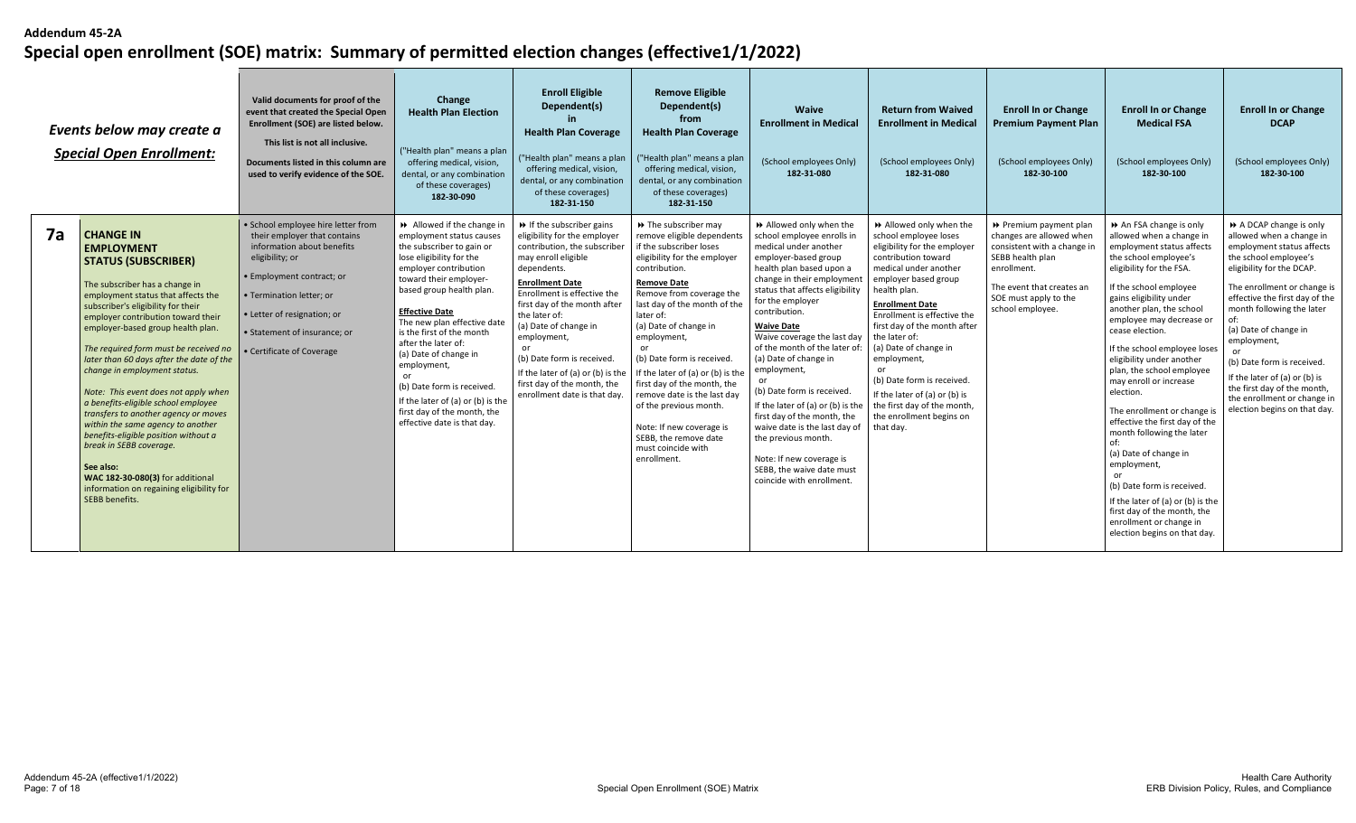**Addendum 45-2A**

# Special open enrollment (SOE) matrix: Summary of permitted election changes (effective1/1/2022)

| | Events below may create a *Special Open Enrollment:* | Valid documents for proof of the event that created the Special Open Enrollment (SOE) are listed below. This list is not all inclusive. Documents listed in this column are used to verify evidence of the SOE. | Change Health Plan Election ("Health plan" means a plan offering medical, vision, dental, or any combination of these coverages) 182-30-090 | Enroll Eligible Dependent(s) in Health Plan Coverage ("Health plan" means a plan offering medical, vision, dental, or any combination of these coverages) 182-31-150 | Remove Eligible Dependent(s) from Health Plan Coverage ("Health plan" means a plan offering medical, vision, dental, or any combination of these coverages) 182-31-150 | Waive Enrollment in Medical (School employees Only) 182-31-080 | Return from Waived Enrollment in Medical (School employees Only) 182-31-080 | Enroll In or Change Premium Payment Plan (School employees Only) 182-30-100 | Enroll In or Change Medical FSA (School employees Only) 182-30-100 | Enroll In or Change DCAP (School employees Only) 182-30-100 |
|---|---|---|---|---|---|---|---|---|---|---|
| 7a | **CHANGE IN EMPLOYMENT STATUS (SUBSCRIBER)**<br><br>The subscriber has a change in employment status that affects the subscriber's eligibility for their employer contribution toward their employer-based group health plan.<br><br>*The required form must be received no later than 60 days after the date of the change in employment status.*<br><br>*Note: This event does not apply when a benefits-eligible school employee transfers to another agency or moves within the same agency to another benefits-eligible position without a break in SEBB coverage.*<br><br>**See also:**<br>**WAC 182-30-080(3)** for additional information on regaining eligibility for SEBB benefits. | • School employee hire letter from their employer that contains information about benefits eligibility; or<br>• Employment contract; or<br>• Termination letter; or<br>• Letter of resignation; or<br>• Statement of insurance; or<br>• Certificate of Coverage | ►► Allowed if the change in employment status causes the subscriber to gain or lose eligibility for the employer contribution toward their employer-based group health plan.<br><br>**Effective Date**<br>The new plan effective date is the first of the month after the later of:<br>(a) Date of change in employment,<br>or<br>(b) Date form is received.<br>If the later of (a) or (b) is the first day of the month, the effective date is that day. | ►► If the subscriber gains eligibility for the employer contribution, the subscriber may enroll eligible dependents.<br><br>**Enrollment Date**<br>Enrollment is effective the first day of the month after the later of:<br>(a) Date of change in employment,<br>or<br>(b) Date form is received.<br>If the later of (a) or (b) is the first day of the month, the enrollment date is that day. | ►► The subscriber may remove eligible dependents if the subscriber loses eligibility for the employer contribution.<br><br>**Remove Date**<br>Remove from coverage the last day of the month of the later of:<br>(a) Date of change in employment,<br>or<br>(b) Date form is received.<br>If the later of (a) or (b) is the first day of the month, the remove date is the last day of the previous month.<br><br>Note: If new coverage is SEBB, the remove date must coincide with enrollment. | ►► Allowed only when the school employee enrolls in medical under another employer-based group health plan based upon a change in their employment status that affects eligibility for the employer contribution.<br><br>**Waive Date**<br>Waive coverage the last day of the month of the later of:<br>(a) Date of change in employment,<br>or<br>(b) Date form is received.<br>If the later of (a) or (b) is the first day of the month, the waive date is the last day of the previous month.<br><br>Note: If new coverage is SEBB, the waive date must coincide with enrollment. | ►► Allowed only when the school employee loses eligibility for the employer contribution toward medical under another employer based group health plan.<br><br>**Enrollment Date**<br>Enrollment is effective the first day of the month after the later of:<br>(a) Date of change in employment,<br>or<br>(b) Date form is received.<br>If the later of (a) or (b) is the first day of the month, the enrollment begins on that day. | ►► Premium payment plan changes are allowed when consistent with a change in SEBB health plan enrollment.<br><br>The event that creates an SOE must apply to the school employee. | ►► An FSA change is only allowed when a change in employment status affects the school employee's eligibility for the FSA.<br><br>If the school employee gains eligibility under another plan, the school employee may decrease or cease election.<br><br>If the school employee loses eligibility under another plan, the school employee may enroll or increase election.<br><br>The enrollment or change is effective the first day of the month following the later of:<br>(a) Date of change in employment,<br>or<br>(b) Date form is received.<br>If the later of (a) or (b) is the first day of the month, the enrollment or change in election begins on that day. | ►► A DCAP change is only allowed when a change in employment status affects the school employee's eligibility for the DCAP.<br><br>The enrollment or change is effective the first day of the month following the later of:<br>(a) Date of change in employment,<br>or<br>(b) Date form is received.<br>If the later of (a) or (b) is the first day of the month, the enrollment or change in election begins on that day. |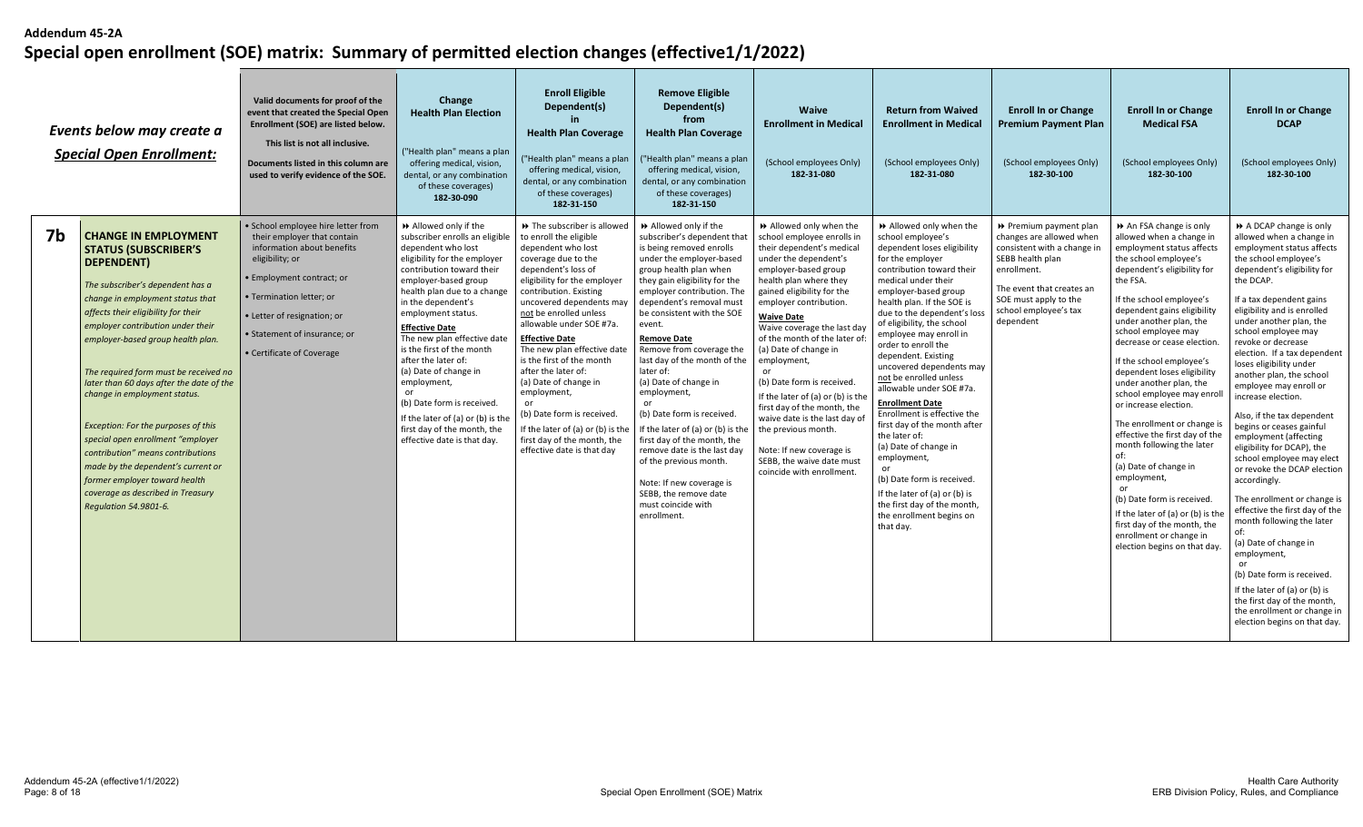**Addendum 45-2A**

# Special open enrollment (SOE) matrix: Summary of permitted election changes (effective1/1/2022)

| | Events below may create a Special Open Enrollment: | Valid documents for proof of the event that created the Special Open Enrollment (SOE) are listed below. This list is not all inclusive. Documents listed in this column are used to verify evidence of the SOE. | Change Health Plan Election ("Health plan" means a plan offering medical, vision, dental, or any combination of these coverages) 182-30-090 | Enroll Eligible Dependent(s) in Health Plan Coverage ("Health plan" means a plan offering medical, vision, dental, or any combination of these coverages) 182-31-150 | Remove Eligible Dependent(s) from Health Plan Coverage ("Health plan" means a plan offering medical, vision, dental, or any combination of these coverages) 182-31-150 | Waive Enrollment in Medical (School employees Only) 182-31-080 | Return from Waived Enrollment in Medical (School employees Only) 182-31-080 | Enroll In or Change Premium Payment Plan (School employees Only) 182-30-100 | Enroll In or Change Medical FSA (School employees Only) 182-30-100 | Enroll In or Change DCAP (School employees Only) 182-30-100 |
|---|---|---|---|---|---|---|---|---|---|---|
| 7b | **CHANGE IN EMPLOYMENT STATUS (SUBSCRIBER'S DEPENDENT)** *The subscriber's dependent has a change in employment status that affects their eligibility for their employer contribution under their employer-based group health plan.* *The required form must be received no later than 60 days after the date of the change in employment status.* *Exception: For the purposes of this special open enrollment "employer contribution" means contributions made by the dependent's current or former employer toward health coverage as described in Treasury Regulation 54.9801-6.* | • School employee hire letter from their employer that contain information about benefits eligibility; or • Employment contract; or • Termination letter; or • Letter of resignation; or • Statement of insurance; or • Certificate of Coverage | ⏩ Allowed only if the subscriber enrolls an eligible dependent who lost eligibility for the employer contribution toward their employer-based group health plan due to a change in the dependent's employment status. **Effective Date** The new plan effective date is the first of the month after the later of: (a) Date of change in employment, or (b) Date form is received. If the later of (a) or (b) is the first day of the month, the effective date is that day. | ⏩ The subscriber is allowed to enroll the eligible dependent who lost coverage due to the dependent's loss of eligibility for the employer contribution. Existing uncovered dependents may not be enrolled unless allowable under SOE #7a. **Effective Date** The new plan effective date is the first of the month after the later of: (a) Date of change in employment, or (b) Date form is received. If the later of (a) or (b) is the first day of the month, the effective date is that day | ⏩ Allowed only if the subscriber's dependent that is being removed enrolls under the employer-based group health plan when they gain eligibility for the employer contribution. The dependent's removal must be consistent with the SOE event. **Remove Date** Remove from coverage the last day of the month of the later of: (a) Date of change in employment, or (b) Date form is received. If the later of (a) or (b) is the first day of the month, the remove date is the last day of the previous month. Note: If new coverage is SEBB, the remove date must coincide with enrollment. | ⏩ Allowed only when the school employee enrolls in their dependent's medical under the dependent's employer-based group health plan where they gained eligibility for the employer contribution. **Waive Date** Waive coverage the last day of the month of the later of: (a) Date of change in employment, or (b) Date form is received. If the later of (a) or (b) is the first day of the month, the waive date is the last day of the previous month. Note: If new coverage is SEBB, the waive date must coincide with enrollment. | ⏩ Allowed only when the school employee's dependent loses eligibility for the employer contribution toward their medical under their employer-based group health plan. If the SOE is due to the dependent's loss of eligibility, the school employee may enroll in order to enroll the dependent. Existing uncovered dependents may not be enrolled unless allowable under SOE #7a. **Enrollment Date** Enrollment is effective the first day of the month after the later of: (a) Date of change in employment, or (b) Date form is received. If the later of (a) or (b) is the first day of the month, the enrollment begins on that day. | ⏩ Premium payment plan changes are allowed when consistent with a change in SEBB health plan enrollment. The event that creates an SOE must apply to the school employee's tax dependent | ⏩ An FSA change is only allowed when a change in employment status affects the school employee's dependent's eligibility for the FSA. If the school employee's dependent gains eligibility under another plan, the school employee may decrease or cease election. If the school employee's dependent loses eligibility under another plan, the school employee may enroll or increase election. The enrollment or change is effective the first day of the month following the later of: (a) Date of change in employment, or (b) Date form is received. If the later of (a) or (b) is the first day of the month, the enrollment or change in election begins on that day. | ⏩ A DCAP change is only allowed when a change in employment status affects the school employee's dependent's eligibility for the DCAP. If a tax dependent gains eligibility and is enrolled under another plan, the school employee may revoke or decrease election. If a tax dependent loses eligibility under another plan, the school employee may enroll or increase election. Also, if the tax dependent begins or ceases gainful employment (affecting eligibility for DCAP), the school employee may elect or revoke the DCAP election accordingly. The enrollment or change is effective the first day of the month following the later of: (a) Date of change in employment, or (b) Date form is received. If the later of (a) or (b) is the first day of the month, the enrollment or change in election begins on that day. |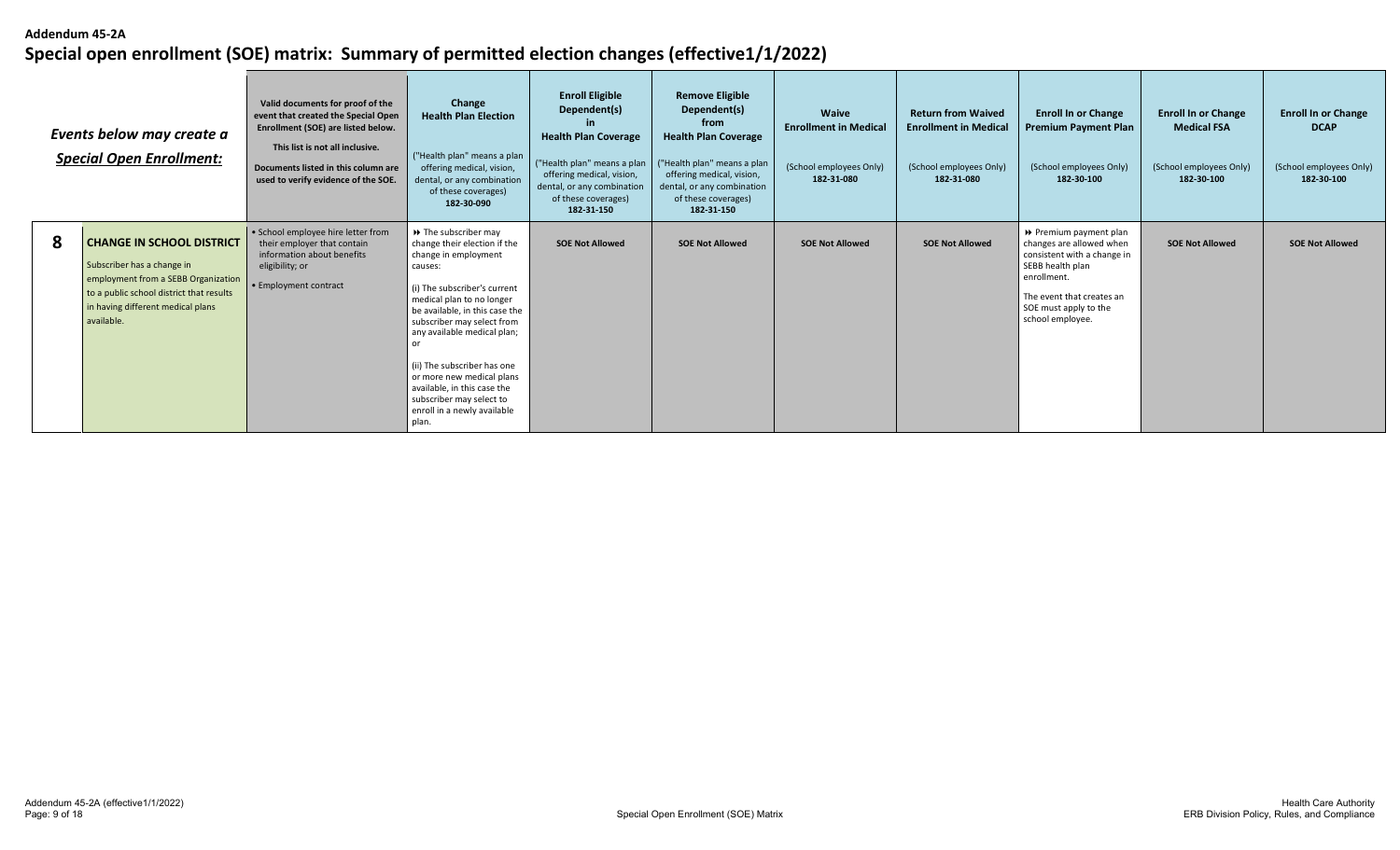**Addendum 45-2A**

# Special open enrollment (SOE) matrix: Summary of permitted election changes (effective1/1/2022)

| | *Events below may create a Special Open Enrollment:* | **Valid documents for proof of the event that created the Special Open Enrollment (SOE) are listed below.** **This list is not all inclusive.** **Documents listed in this column are used to verify evidence of the SOE.** | **Change Health Plan Election** ("Health plan" means a plan offering medical, vision, dental, or any combination of these coverages) **182-30-090** | **Enroll Eligible Dependent(s) in Health Plan Coverage** ("Health plan" means a plan offering medical, vision, dental, or any combination of these coverages) **182-31-150** | **Remove Eligible Dependent(s) from Health Plan Coverage** ("Health plan" means a plan offering medical, vision, dental, or any combination of these coverages) **182-31-150** | **Waive Enrollment in Medical** (School employees Only) **182-31-080** | **Return from Waived Enrollment in Medical** (School employees Only) **182-31-080** | **Enroll In or Change Premium Payment Plan** (School employees Only) **182-30-100** | **Enroll In or Change Medical FSA** (School employees Only) **182-30-100** | **Enroll In or Change DCAP** (School employees Only) **182-30-100** |
|---|---|---|---|---|---|---|---|---|---|---|
| **8** | **CHANGE IN SCHOOL DISTRICT** Subscriber has a change in employment from a SEBB Organization to a public school district that results in having different medical plans available. | • School employee hire letter from their employer that contain information about benefits eligibility; or<br>• Employment contract | ⏩ The subscriber may change their election if the change in employment causes:<br><br>(i) The subscriber's current medical plan to no longer be available, in this case the subscriber may select from any available medical plan; or<br><br>(ii) The subscriber has one or more new medical plans available, in this case the subscriber may select to enroll in a newly available plan. | **SOE Not Allowed** | **SOE Not Allowed** | **SOE Not Allowed** | **SOE Not Allowed** | ⏩ Premium payment plan changes are allowed when consistent with a change in SEBB health plan enrollment.<br><br>The event that creates an SOE must apply to the school employee. | **SOE Not Allowed** | **SOE Not Allowed** |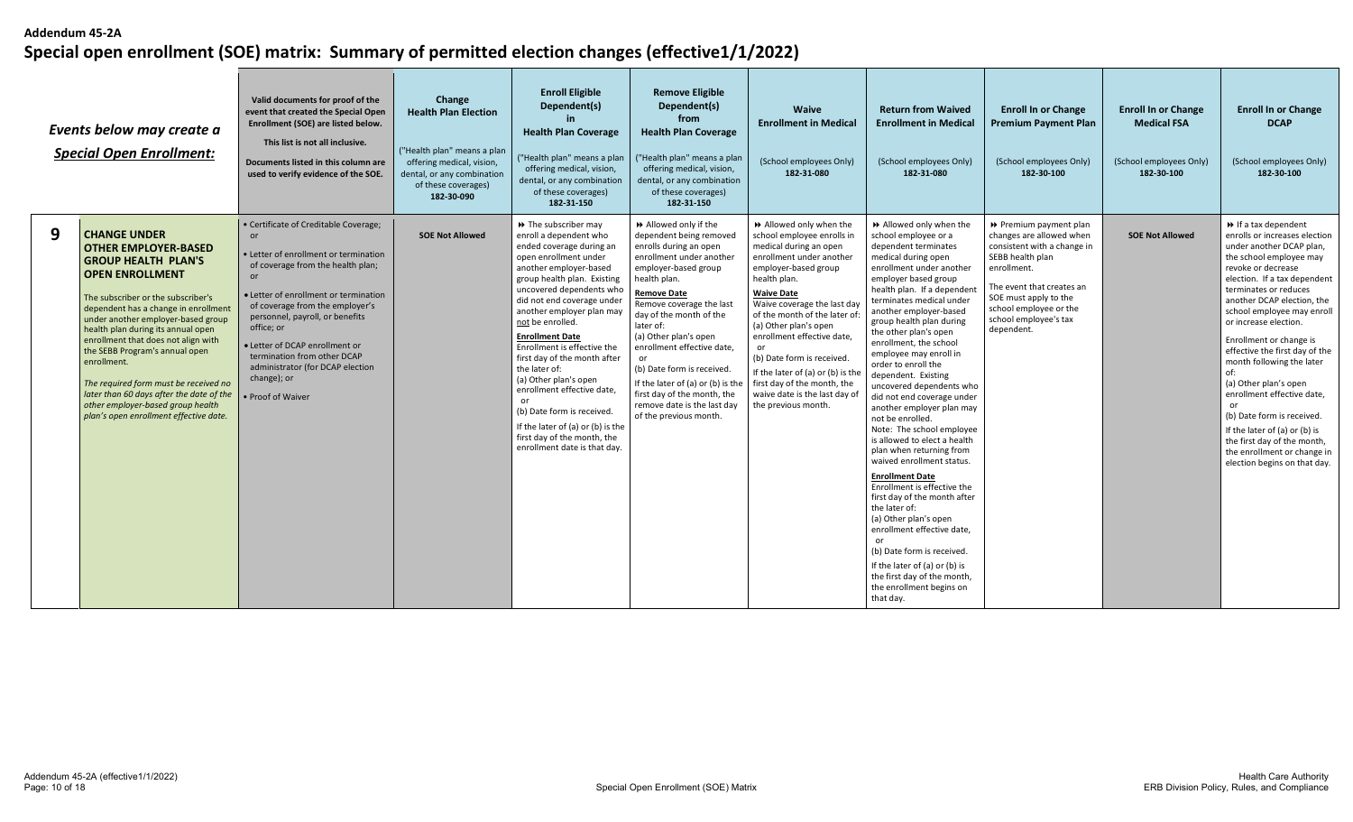**Addendum 45-2A**

# Special open enrollment (SOE) matrix: Summary of permitted election changes (effective1/1/2022)

| | Events below may create a Special Open Enrollment: | Valid documents for proof of the event that created the Special Open Enrollment (SOE) are listed below. This list is not all inclusive. Documents listed in this column are used to verify evidence of the SOE. | Change Health Plan Election ("Health plan" means a plan offering medical, vision, dental, or any combination of these coverages) 182-30-090 | Enroll Eligible Dependent(s) in Health Plan Coverage ("Health plan" means a plan offering medical, vision, dental, or any combination of these coverages) 182-31-150 | Remove Eligible Dependent(s) from Health Plan Coverage ("Health plan" means a plan offering medical, vision, dental, or any combination of these coverages) 182-31-150 | Waive Enrollment in Medical (School employees Only) 182-31-080 | Return from Waived Enrollment in Medical (School employees Only) 182-31-080 | Enroll In or Change Premium Payment Plan (School employees Only) 182-30-100 | Enroll In or Change Medical FSA (School employees Only) 182-30-100 | Enroll In or Change DCAP (School employees Only) 182-30-100 |
|---|---|---|---|---|---|---|---|---|---|---|
| 9 | **CHANGE UNDER OTHER EMPLOYER-BASED GROUP HEALTH PLAN'S OPEN ENROLLMENT**<br><br>The subscriber or the subscriber's dependent has a change in enrollment under another employer-based group health plan during its annual open enrollment that does not align with the SEBB Program's annual open enrollment.<br><br>*The required form must be received no later than 60 days after the date of the other employer-based group health plan's open enrollment effective date.* | • Certificate of Creditable Coverage; or<br>• Letter of enrollment or termination of coverage from the health plan; or<br>• Letter of enrollment or termination of coverage from the employer's personnel, payroll, or benefits office; or<br>• Letter of DCAP enrollment or termination from other DCAP administrator (for DCAP election change); or<br>• Proof of Waiver | **SOE Not Allowed** | ►► The subscriber may enroll a dependent who ended coverage during an open enrollment under another employer-based group health plan. Existing uncovered dependents who did not end coverage under another employer plan may not be enrolled.<br><br>**Enrollment Date**<br>Enrollment is effective the first day of the month after the later of:<br>(a) Other plan's open enrollment effective date,<br>or<br>(b) Date form is received.<br>If the later of (a) or (b) is the first day of the month, the enrollment date is that day. | ►► Allowed only if the dependent being removed enrolls during an open enrollment under another employer-based group health plan.<br><br>**Remove Date**<br>Remove coverage the last day of the month of the later of:<br>(a) Other plan's open enrollment effective date,<br>or<br>(b) Date form is received.<br>If the later of (a) or (b) is the first day of the month, the remove date is the last day of the previous month. | ►► Allowed only when the school employee enrolls in medical during an open enrollment under another employer-based group health plan.<br><br>**Waive Date**<br>Waive coverage the last day of the month of the later of:<br>(a) Other plan's open enrollment effective date,<br>or<br>(b) Date form is received.<br>If the later of (a) or (b) is the first day of the month, the waive date is the last day of the previous month. | ►► Allowed only when the school employee or a dependent terminates medical during open enrollment under another employer based group health plan. If a dependent terminates medical under another employer-based group health plan during the other plan's open enrollment, the school employee may enroll in order to enroll the dependent. Existing uncovered dependents who did not end coverage under another employer plan may not be enrolled.<br>Note: The school employee is allowed to elect a health plan when returning from waived enrollment status.<br><br>**Enrollment Date**<br>Enrollment is effective the first day of the month after the later of:<br>(a) Other plan's open enrollment effective date,<br>or<br>(b) Date form is received.<br>If the later of (a) or (b) is the first day of the month, the enrollment begins on that day. | ►► Premium payment plan changes are allowed when consistent with a change in SEBB health plan enrollment.<br><br>The event that creates an SOE must apply to the school employee or the school employee's tax dependent. | **SOE Not Allowed** | ►► If a tax dependent enrolls or increases election under another DCAP plan, the school employee may revoke or decrease election. If a tax dependent terminates or reduces another DCAP election, the school employee may enroll or increase election.<br><br>Enrollment or change is effective the first day of the month following the later of:<br>(a) Other plan's open enrollment effective date,<br>or<br>(b) Date form is received.<br>If the later of (a) or (b) is the first day of the month, the enrollment or change in election begins on that day. |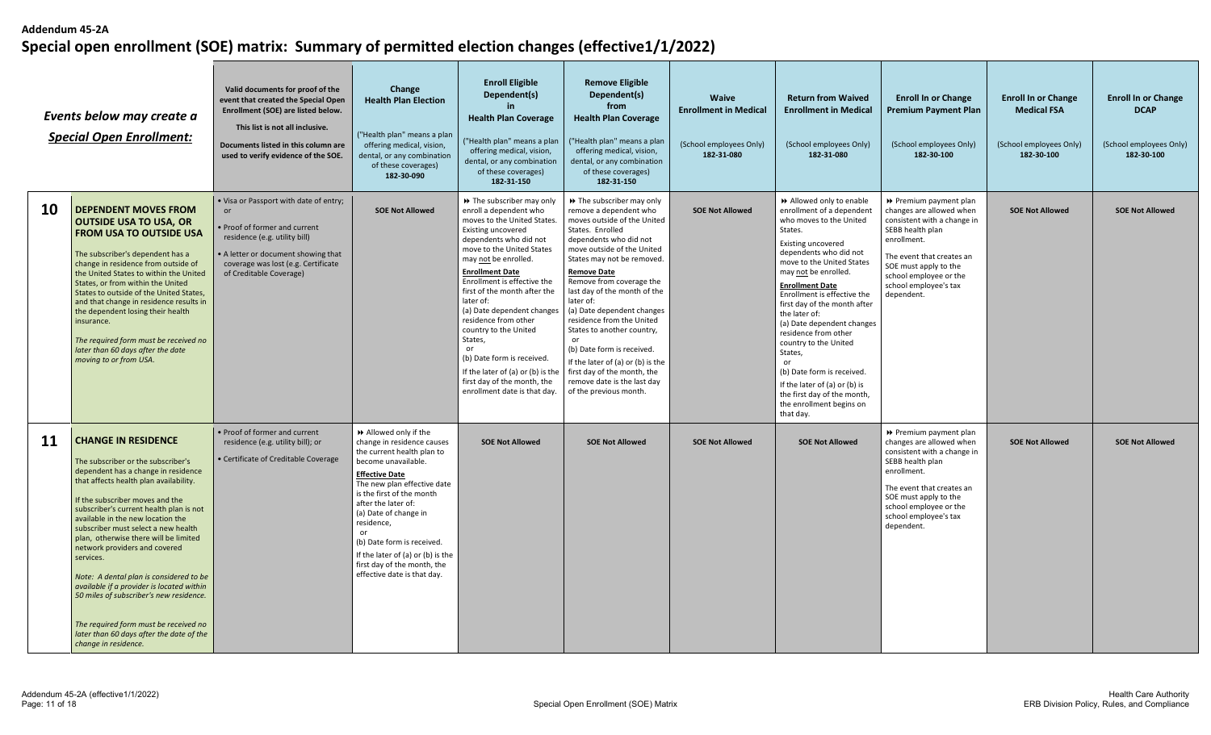**Addendum 45-2A**

# Special open enrollment (SOE) matrix: Summary of permitted election changes (effective1/1/2022)

| | *Events below may create a Special Open Enrollment:* | Valid documents for proof of the event that created the Special Open Enrollment (SOE) are listed below. This list is not all inclusive. Documents listed in this column are used to verify evidence of the SOE. | Change Health Plan Election ("Health plan" means a plan offering medical, vision, dental, or any combination of these coverages) 182-30-090 | Enroll Eligible Dependent(s) in Health Plan Coverage ("Health plan" means a plan offering medical, vision, dental, or any combination of these coverages) 182-31-150 | Remove Eligible Dependent(s) from Health Plan Coverage ("Health plan" means a plan offering medical, vision, dental, or any combination of these coverages) 182-31-150 | Waive Enrollment in Medical (School employees Only) 182-31-080 | Return from Waived Enrollment in Medical (School employees Only) 182-31-080 | Enroll In or Change Premium Payment Plan (School employees Only) 182-30-100 | Enroll In or Change Medical FSA (School employees Only) 182-30-100 | Enroll In or Change DCAP (School employees Only) 182-30-100 |
|---|---|---|---|---|---|---|---|---|---|---|
| **10** | **DEPENDENT MOVES FROM OUTSIDE USA TO USA, OR FROM USA TO OUTSIDE USA** The subscriber's dependent has a change in residence from outside of the United States to within the United States, or from within the United States to outside of the United States, and that change in residence results in the dependent losing their health insurance. *The required form must be received no later than 60 days after the date moving to or from USA.* | • Visa or Passport with date of entry; or • Proof of former and current residence (e.g. utility bill) • A letter or document showing that coverage was lost (e.g. Certificate of Creditable Coverage) | **SOE Not Allowed** | ⏩ The subscriber may only enroll a dependent who moves to the United States. Existing uncovered dependents who did not move to the United States may not be enrolled. **Enrollment Date** Enrollment is effective the first of the month after the later of: (a) Date dependent changes residence from other country to the United States, or (b) Date form is received. If the later of (a) or (b) is the first day of the month, the enrollment date is that day. | ⏩ The subscriber may only remove a dependent who moves outside of the United States. Enrolled dependents who did not move outside of the United States may not be removed. **Remove Date** Remove from coverage the last day of the month of the later of: (a) Date dependent changes residence from the United States to another country, or (b) Date form is received. If the later of (a) or (b) is the first day of the month, the remove date is the last day of the previous month. | **SOE Not Allowed** | ⏩ Allowed only to enable enrollment of a dependent who moves to the United States. Existing uncovered dependents who did not move to the United States may not be enrolled. **Enrollment Date** Enrollment is effective the first day of the month after the later of: (a) Date dependent changes residence from other country to the United States, or (b) Date form is received. If the later of (a) or (b) is the first day of the month, the enrollment begins on that day. | ⏩ Premium payment plan changes are allowed when consistent with a change in SEBB health plan enrollment. The event that creates an SOE must apply to the school employee or the school employee's tax dependent. | **SOE Not Allowed** | **SOE Not Allowed** |
| **11** | **CHANGE IN RESIDENCE** The subscriber or the subscriber's dependent has a change in residence that affects health plan availability. If the subscriber moves and the subscriber's current health plan is not available in the new location the subscriber must select a new health plan, otherwise there will be limited network providers and covered services. *Note: A dental plan is considered to be available if a provider is located within 50 miles of subscriber's new residence.* *The required form must be received no later than 60 days after the date of the change in residence.* | • Proof of former and current residence (e.g. utility bill); or • Certificate of Creditable Coverage | ⏩ Allowed only if the change in residence causes the current health plan to become unavailable. **Effective Date** The new plan effective date is the first of the month after the later of: (a) Date of change in residence, or (b) Date form is received. If the later of (a) or (b) is the first day of the month, the effective date is that day. | **SOE Not Allowed** | **SOE Not Allowed** | **SOE Not Allowed** | **SOE Not Allowed** | ⏩ Premium payment plan changes are allowed when consistent with a change in SEBB health plan enrollment. The event that creates an SOE must apply to the school employee or the school employee's tax dependent. | **SOE Not Allowed** | **SOE Not Allowed** |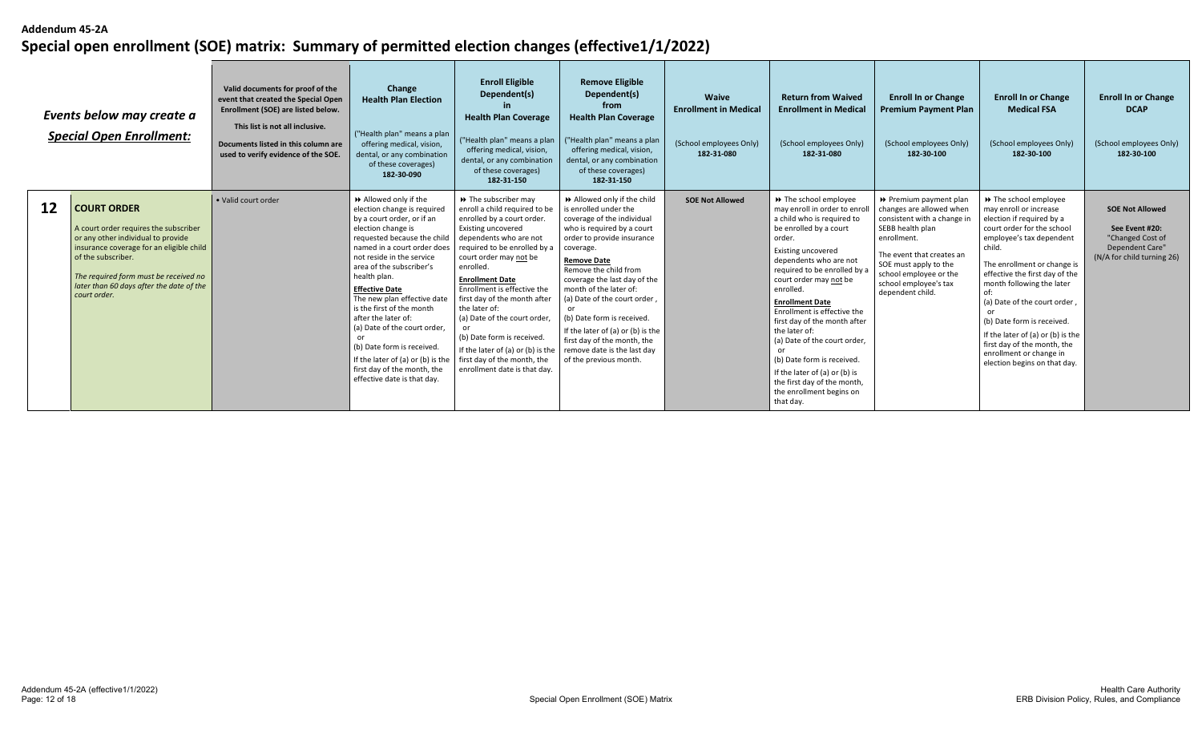**Addendum 45-2A**

# Special open enrollment (SOE) matrix: Summary of permitted election changes (effective1/1/2022)

| | *Events below may create a Special Open Enrollment:* | **Valid documents for proof of the event that created the Special Open Enrollment (SOE) are listed below.** **This list is not all inclusive.** **Documents listed in this column are used to verify evidence of the SOE.** | **Change Health Plan Election** ("Health plan" means a plan offering medical, vision, dental, or any combination of these coverages) **182-30-090** | **Enroll Eligible Dependent(s) in Health Plan Coverage** ("Health plan" means a plan offering medical, vision, dental, or any combination of these coverages) **182-31-150** | **Remove Eligible Dependent(s) from Health Plan Coverage** ("Health plan" means a plan offering medical, vision, dental, or any combination of these coverages) **182-31-150** | **Waive Enrollment in Medical** (School employees Only) **182-31-080** | **Return from Waived Enrollment in Medical** (School employees Only) **182-31-080** | **Enroll In or Change Premium Payment Plan** (School employees Only) **182-30-100** | **Enroll In or Change Medical FSA** (School employees Only) **182-30-100** | **Enroll In or Change DCAP** (School employees Only) **182-30-100** |
|---|---|---|---|---|---|---|---|---|---|---|
| **12** | **COURT ORDER** A court order requires the subscriber or any other individual to provide insurance coverage for an eligible child of the subscriber. *The required form must be received no later than 60 days after the date of the court order.* | • Valid court order | ⏩ Allowed only if the election change is required by a court order, or if an election change is requested because the child named in a court order does not reside in the service area of the subscriber's health plan. **Effective Date** The new plan effective date is the first of the month after the later of: (a) Date of the court order, or (b) Date form is received. If the later of (a) or (b) is the first day of the month, the effective date is that day. | ⏩ The subscriber may enroll a child required to be enrolled by a court order. Existing uncovered dependents who are not required to be enrolled by a court order may not be enrolled. **Enrollment Date** Enrollment is effective the first day of the month after the later of: (a) Date of the court order, or (b) Date form is received. If the later of (a) or (b) is the first day of the month, the enrollment date is that day. | ⏩ Allowed only if the child is enrolled under the coverage of the individual who is required by a court order to provide insurance coverage. **Remove Date** Remove the child from coverage the last day of the month of the later of: (a) Date of the court order, or (b) Date form is received. If the later of (a) or (b) is the first day of the month, the remove date is the last day of the previous month. | **SOE Not Allowed** | ⏩ The school employee may enroll in order to enroll a child who is required to be enrolled by a court order. Existing uncovered dependents who are not required to be enrolled by a court order may not be enrolled. **Enrollment Date** Enrollment is effective the first day of the month after the later of: (a) Date of the court order, or (b) Date form is received. If the later of (a) or (b) is the first day of the month, the enrollment begins on that day. | ⏩ Premium payment plan changes are allowed when consistent with a change in SEBB health plan enrollment. The event that creates an SOE must apply to the school employee or the school employee's tax dependent child. | ⏩ The school employee may enroll or increase election if required by a court order for the school employee's tax dependent child. The enrollment or change is effective the first day of the month following the later of: (a) Date of the court order , or (b) Date form is received. If the later of (a) or (b) is the first day of the month, the enrollment or change in election begins on that day. | **SOE Not Allowed** **See Event #20:** "Changed Cost of Dependent Care" (N/A for child turning 26) |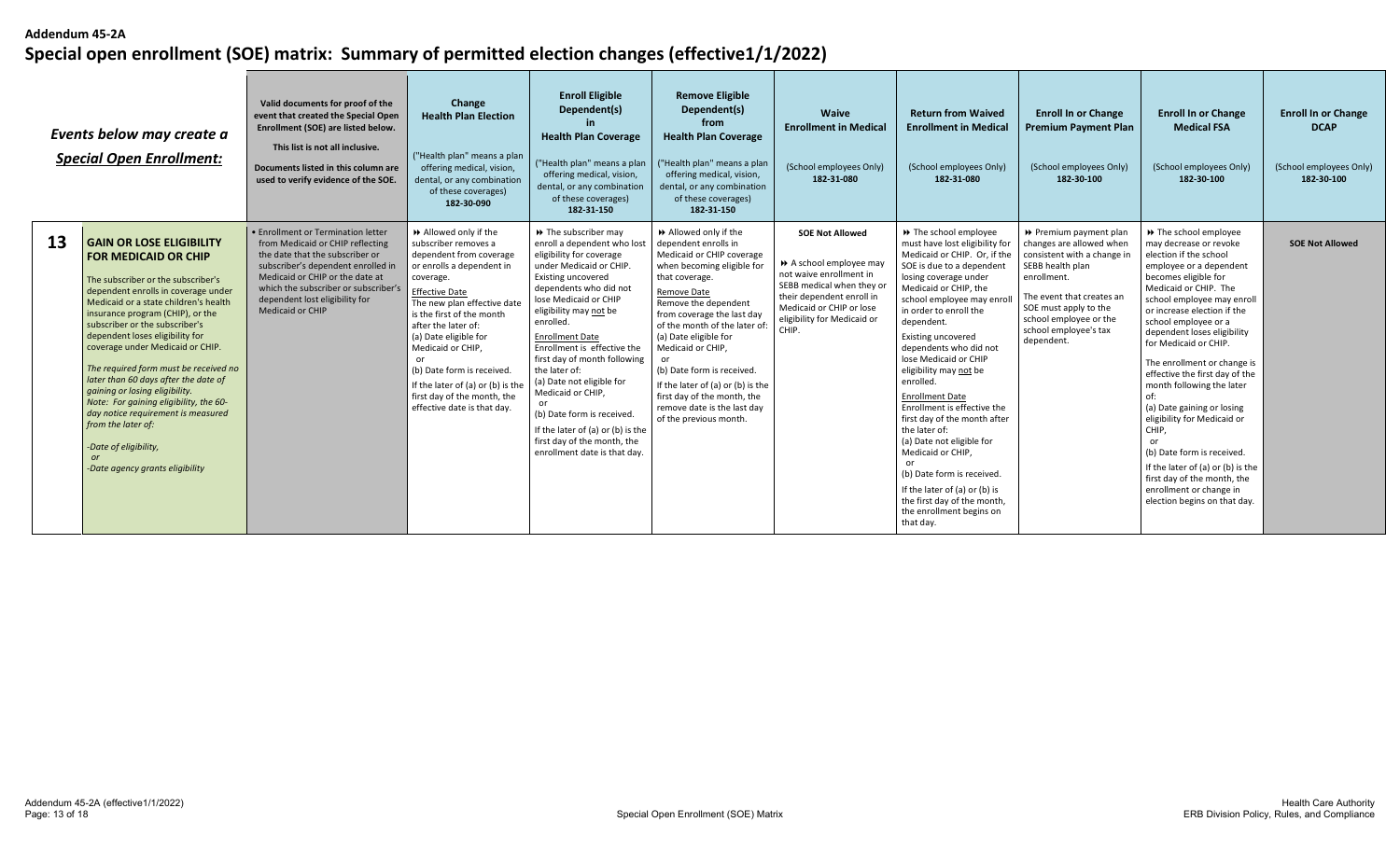**Addendum 45-2A**

# Special open enrollment (SOE) matrix: Summary of permitted election changes (effective1/1/2022)

| | *Events below may create a Special Open Enrollment:* | **Valid documents for proof of the event that created the Special Open Enrollment (SOE) are listed below.** **This list is not all inclusive.** **Documents listed in this column are used to verify evidence of the SOE.** | **Change Health Plan Election** ("Health plan" means a plan offering medical, vision, dental, or any combination of these coverages) **182-30-090** | **Enroll Eligible Dependent(s) in Health Plan Coverage** ("Health plan" means a plan offering medical, vision, dental, or any combination of these coverages) **182-31-150** | **Remove Eligible Dependent(s) from Health Plan Coverage** ("Health plan" means a plan offering medical, vision, dental, or any combination of these coverages) **182-31-150** | **Waive Enrollment in Medical** (School employees Only) **182-31-080** | **Return from Waived Enrollment in Medical** (School employees Only) **182-31-080** | **Enroll In or Change Premium Payment Plan** (School employees Only) **182-30-100** | **Enroll In or Change Medical FSA** (School employees Only) **182-30-100** | **Enroll In or Change DCAP** (School employees Only) **182-30-100** |
|---|---|---|---|---|---|---|---|---|---|---|
| **13** | **GAIN OR LOSE ELIGIBILITY FOR MEDICAID OR CHIP** The subscriber or the subscriber's dependent enrolls in coverage under Medicaid or a state children's health insurance program (CHIP), or the subscriber or the subscriber's dependent loses eligibility for coverage under Medicaid or CHIP. *The required form must be received no later than 60 days after the date of gaining or losing eligibility.* *Note: For gaining eligibility, the 60-day notice requirement is measured from the later of:* *-Date of eligibility,* *or* *-Date agency grants eligibility* | • Enrollment or Termination letter from Medicaid or CHIP reflecting the date that the subscriber or subscriber's dependent enrolled in Medicaid or CHIP or the date at which the subscriber or subscriber's dependent lost eligibility for Medicaid or CHIP | ⏩ Allowed only if the subscriber removes a dependent from coverage or enrolls a dependent in coverage. Effective Date The new plan effective date is the first of the month after the later of: (a) Date eligible for Medicaid or CHIP, or (b) Date form is received. If the later of (a) or (b) is the first day of the month, the effective date is that day. | ⏩ The subscriber may enroll a dependent who lost eligibility for coverage under Medicaid or CHIP. Existing uncovered dependents who did not lose Medicaid or CHIP eligibility may not be enrolled. Enrollment Date Enrollment is effective the first day of month following the later of: (a) Date not eligible for Medicaid or CHIP, or (b) Date form is received. If the later of (a) or (b) is the first day of the month, the enrollment date is that day. | ⏩ Allowed only if the dependent enrolls in Medicaid or CHIP coverage when becoming eligible for that coverage. Remove Date Remove the dependent from coverage the last day of the month of the later of: (a) Date eligible for Medicaid or CHIP, or (b) Date form is received. If the later of (a) or (b) is the first day of the month, the remove date is the last day of the previous month. | **SOE Not Allowed** ⏩ A school employee may not waive enrollment in SEBB medical when they or their dependent enroll in Medicaid or CHIP or lose eligibility for Medicaid or CHIP. | ⏩ The school employee must have lost eligibility for Medicaid or CHIP. Or, if the SOE is due to a dependent losing coverage under Medicaid or CHIP, the school employee may enroll in order to enroll the dependent. Existing uncovered dependents who did not lose Medicaid or CHIP eligibility may not be enrolled. Enrollment Date Enrollment is effective the first day of the month after the later of: (a) Date not eligible for Medicaid or CHIP, or (b) Date form is received. If the later of (a) or (b) is the first day of the month, the enrollment begins on that day. | ⏩ Premium payment plan changes are allowed when consistent with a change in SEBB health plan enrollment. The event that creates an SOE must apply to the school employee or the school employee's tax dependent. | ⏩ The school employee may decrease or revoke election if the school employee or a dependent becomes eligible for Medicaid or CHIP. The school employee may enroll or increase election if the school employee or a dependent loses eligibility for Medicaid or CHIP. The enrollment or change is effective the first day of the month following the later of: (a) Date gaining or losing eligibility for Medicaid or CHIP, or (b) Date form is received. If the later of (a) or (b) is the first day of the month, the enrollment or change in election begins on that day. | **SOE Not Allowed** |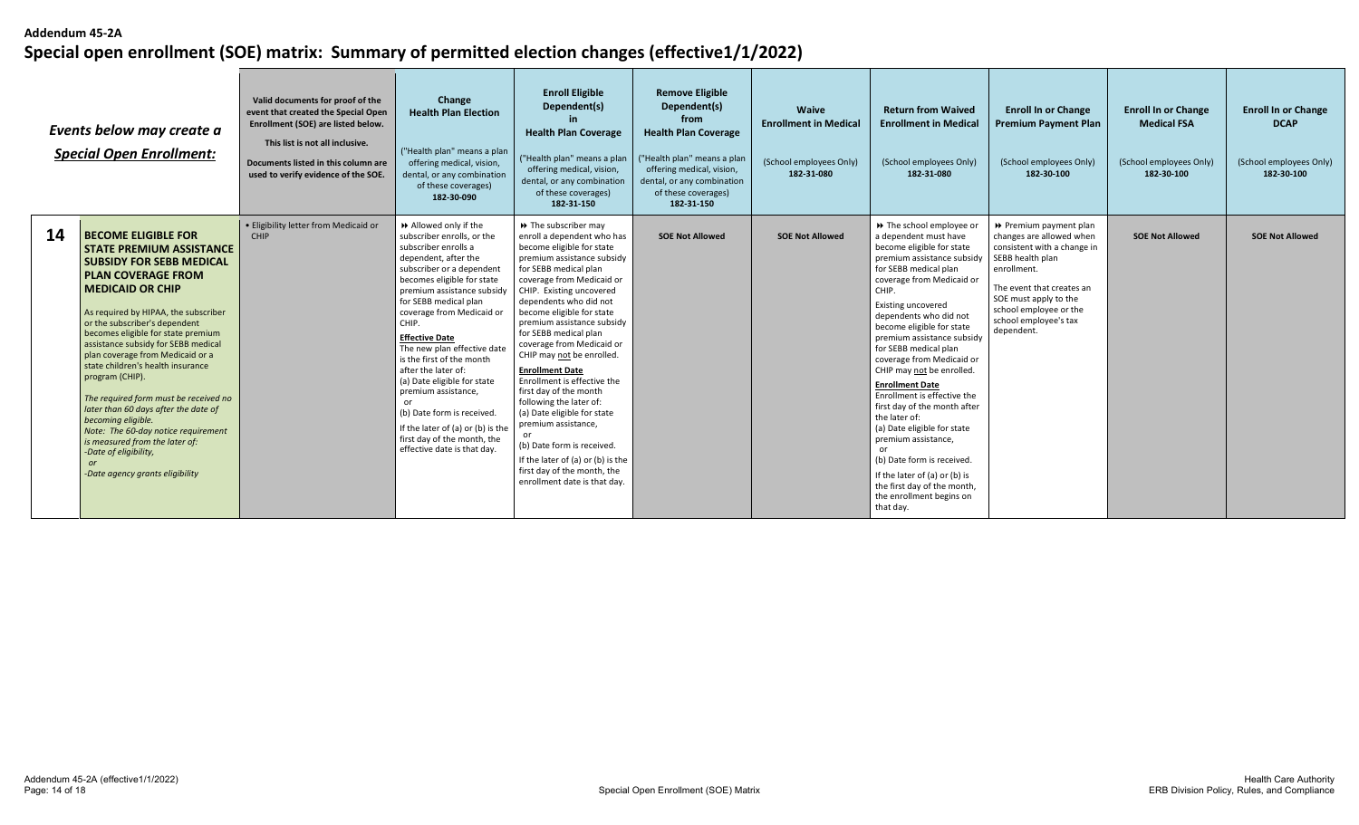**Addendum 45-2A**

# Special open enrollment (SOE) matrix: Summary of permitted election changes (effective1/1/2022)

| | Events below may create a *Special Open Enrollment:* | Valid documents for proof of the event that created the Special Open Enrollment (SOE) are listed below. This list is not all inclusive. Documents listed in this column are used to verify evidence of the SOE. | Change Health Plan Election ("Health plan" means a plan offering medical, vision, dental, or any combination of these coverages) 182-30-090 | Enroll Eligible Dependent(s) in Health Plan Coverage ("Health plan" means a plan offering medical, vision, dental, or any combination of these coverages) 182-31-150 | Remove Eligible Dependent(s) from Health Plan Coverage ("Health plan" means a plan offering medical, vision, dental, or any combination of these coverages) 182-31-150 | Waive Enrollment in Medical (School employees Only) 182-31-080 | Return from Waived Enrollment in Medical (School employees Only) 182-31-080 | Enroll In or Change Premium Payment Plan (School employees Only) 182-30-100 | Enroll In or Change Medical FSA (School employees Only) 182-30-100 | Enroll In or Change DCAP (School employees Only) 182-30-100 |
|---|---|---|---|---|---|---|---|---|---|---|
| **14** | **BECOME ELIGIBLE FOR STATE PREMIUM ASSISTANCE SUBSIDY FOR SEBB MEDICAL PLAN COVERAGE FROM MEDICAID OR CHIP**<br><br>As required by HIPAA, the subscriber or the subscriber's dependent becomes eligible for state premium assistance subsidy for SEBB medical plan coverage from Medicaid or a state children's health insurance program (CHIP).<br><br>*The required form must be received no later than 60 days after the date of becoming eligible.*<br>*Note: The 60-day notice requirement is measured from the later of:*<br>*-Date of eligibility,*<br>*or*<br>*-Date agency grants eligibility* | • Eligibility letter from Medicaid or CHIP | ⏩ Allowed only if the subscriber enrolls, or the subscriber enrolls a dependent, after the subscriber or a dependent becomes eligible for state premium assistance subsidy for SEBB medical plan coverage from Medicaid or CHIP.<br><br>**<u>Effective Date</u>**<br>The new plan effective date is the first of the month after the later of:<br>(a) Date eligible for state premium assistance,<br>or<br>(b) Date form is received.<br><br>If the later of (a) or (b) is the first day of the month, the effective date is that day. | ⏩ The subscriber may enroll a dependent who has become eligible for state premium assistance subsidy for SEBB medical plan coverage from Medicaid or CHIP. Existing uncovered dependents who did not become eligible for state premium assistance subsidy for SEBB medical plan coverage from Medicaid or CHIP may <u>not</u> be enrolled.<br><br>**<u>Enrollment Date</u>**<br>Enrollment is effective the first day of the month following the later of:<br>(a) Date eligible for state premium assistance,<br>or<br>(b) Date form is received.<br><br>If the later of (a) or (b) is the first day of the month, the enrollment date is that day. | **SOE Not Allowed** | **SOE Not Allowed** | ⏩ The school employee or a dependent must have become eligible for state premium assistance subsidy for SEBB medical plan coverage from Medicaid or CHIP.<br><br>Existing uncovered dependents who did not become eligible for state premium assistance subsidy for SEBB medical plan coverage from Medicaid or CHIP may <u>not</u> be enrolled.<br><br>**<u>Enrollment Date</u>**<br>Enrollment is effective the first day of the month after the later of:<br>(a) Date eligible for state premium assistance,<br>or<br>(b) Date form is received.<br><br>If the later of (a) or (b) is the first day of the month, the enrollment begins on that day. | ⏩ Premium payment plan changes are allowed when consistent with a change in SEBB health plan enrollment.<br><br>The event that creates an SOE must apply to the school employee or the school employee's tax dependent. | **SOE Not Allowed** | **SOE Not Allowed** |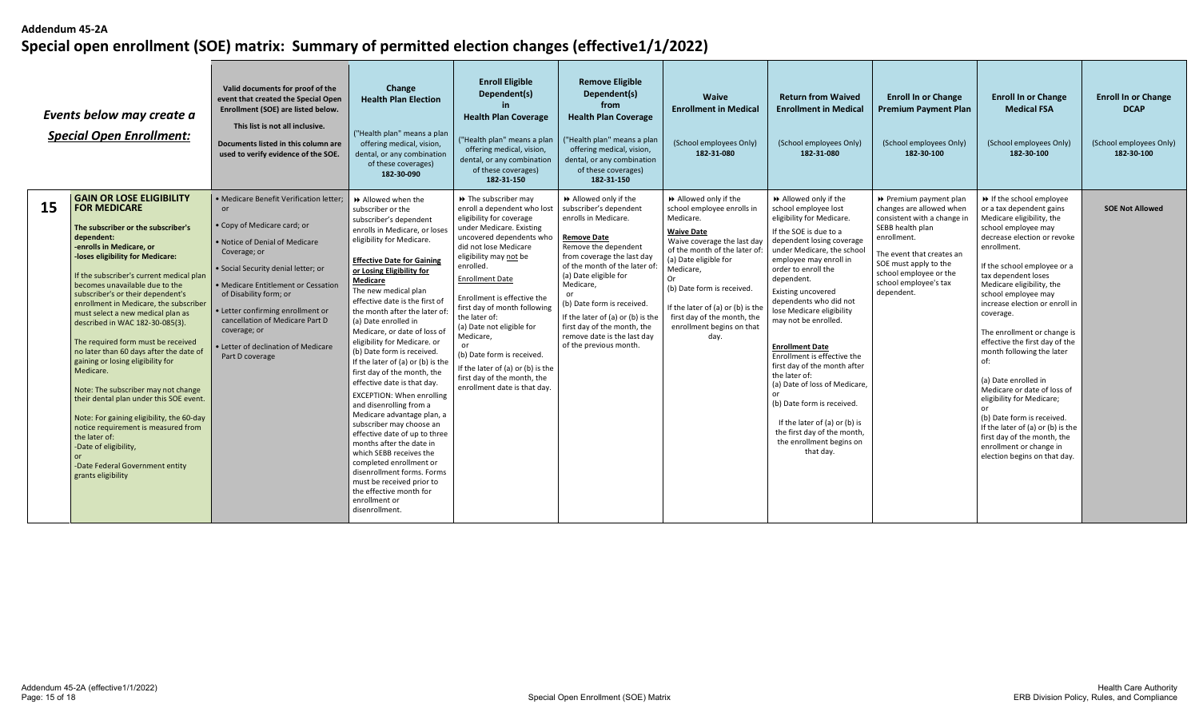**Addendum 45-2A**

# Special open enrollment (SOE) matrix: Summary of permitted election changes (effective1/1/2022)

| | *Events below may create a Special Open Enrollment:* | Valid documents for proof of the event that created the Special Open Enrollment (SOE) are listed below. This list is not all inclusive. Documents listed in this column are used to verify evidence of the SOE. | Change Health Plan Election ("Health plan" means a plan offering medical, vision, dental, or any combination of these coverages) 182-30-090 | Enroll Eligible Dependent(s) in Health Plan Coverage ("Health plan" means a plan offering medical, vision, dental, or any combination of these coverages) 182-31-150 | Remove Eligible Dependent(s) from Health Plan Coverage ("Health plan" means a plan offering medical, vision, dental, or any combination of these coverages) 182-31-150 | Waive Enrollment in Medical (School employees Only) 182-31-080 | Return from Waived Enrollment in Medical (School employees Only) 182-31-080 | Enroll In or Change Premium Payment Plan (School employees Only) 182-30-100 | Enroll In or Change Medical FSA (School employees Only) 182-30-100 | Enroll In or Change DCAP (School employees Only) 182-30-100 |
|---|---|---|---|---|---|---|---|---|---|---|
| **15** | **GAIN OR LOSE ELIGIBILITY FOR MEDICARE** **The subscriber or the subscriber's dependent: -enrolls in Medicare, or -loses eligibility for Medicare:** If the subscriber's current medical plan becomes unavailable due to the subscriber's or their dependent's enrollment in Medicare, the subscriber must select a new medical plan as described in WAC 182-30-085(3). The required form must be received no later than 60 days after the date of gaining or losing eligibility for Medicare. Note: The subscriber may not change their dental plan under this SOE event. Note: For gaining eligibility, the 60-day notice requirement is measured from the later of: -Date of eligibility, or -Date Federal Government entity grants eligibility | • Medicare Benefit Verification letter; or • Copy of Medicare card; or • Notice of Denial of Medicare Coverage; or • Social Security denial letter; or • Medicare Entitlement or Cessation of Disability form; or • Letter confirming enrollment or cancellation of Medicare Part D coverage; or • Letter of declination of Medicare Part D coverage | ►► Allowed when the subscriber or the subscriber's dependent enrolls in Medicare, or loses eligibility for Medicare. **Effective Date for Gaining or Losing Eligibility for Medicare** The new medical plan effective date is the first of the month after the later of: (a) Date enrolled in Medicare, or date of loss of eligibility for Medicare. or (b) Date form is received. If the later of (a) or (b) is the first day of the month, the effective date is that day. EXCEPTION: When enrolling and disenrolling from a Medicare advantage plan, a subscriber may choose an effective date of up to three months after the date in which SEBB receives the completed enrollment or disenrollment forms. Forms must be received prior to the effective month for enrollment or disenrollment. | ►► The subscriber may enroll a dependent who lost eligibility for coverage under Medicare. Existing uncovered dependents who did not lose Medicare eligibility may not be enrolled. Enrollment Date Enrollment is effective the first day of month following the later of: (a) Date not eligible for Medicare, or (b) Date form is received. If the later of (a) or (b) is the first day of the month, the enrollment date is that day. | ►► Allowed only if the subscriber's dependent enrolls in Medicare. **Remove Date** Remove the dependent from coverage the last day of the month of the later of: (a) Date eligible for Medicare, or (b) Date form is received. If the later of (a) or (b) is the first day of the month, the remove date is the last day of the previous month. | ►► Allowed only if the school employee enrolls in Medicare. **Waive Date** Waive coverage the last day of the month of the later of: (a) Date eligible for Medicare, Or (b) Date form is received. If the later of (a) or (b) is the first day of the month, the enrollment begins on that day. | ►► Allowed only if the school employee lost eligibility for Medicare. If the SOE is due to a dependent losing coverage under Medicare, the school employee may enroll in order to enroll the dependent. Existing uncovered dependents who did not lose Medicare eligibility may not be enrolled. **Enrollment Date** Enrollment is effective the first day of the month after the later of: (a) Date of loss of Medicare, or (b) Date form is received. If the later of (a) or (b) is the first day of the month, the enrollment begins on that day. | ►► Premium payment plan changes are allowed when consistent with a change in SEBB health plan enrollment. The event that creates an SOE must apply to the school employee or the school employee's tax dependent. | ►► If the school employee or a tax dependent gains Medicare eligibility, the school employee may decrease election or revoke enrollment. If the school employee or a tax dependent loses Medicare eligibility, the school employee may increase election or enroll in coverage. The enrollment or change is effective the first day of the month following the later of: (a) Date enrolled in Medicare or date of loss of eligibility for Medicare; or (b) Date form is received. If the later of (a) or (b) is the first day of the month, the enrollment or change in election begins on that day. | **SOE Not Allowed** |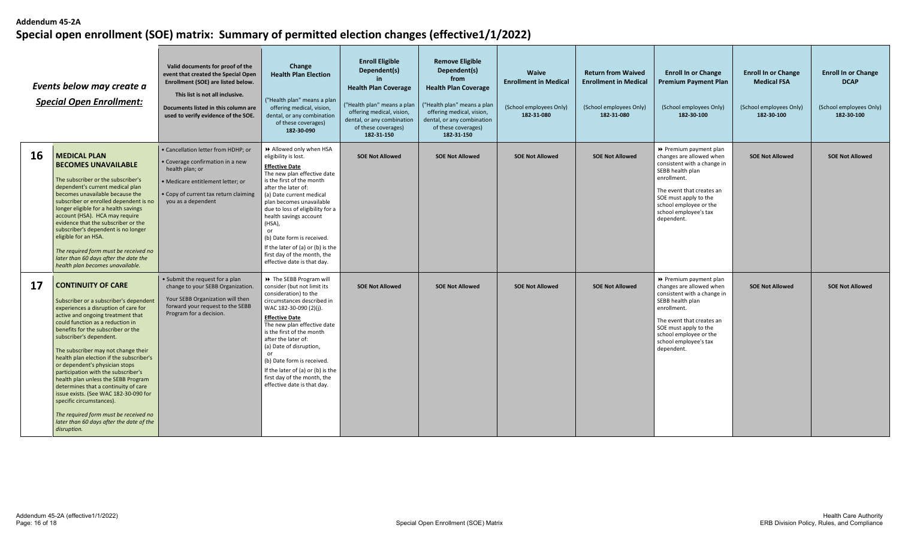**Addendum 45-2A**

# Special open enrollment (SOE) matrix: Summary of permitted election changes (effective1/1/2022)

| | *Events below may create a Special Open Enrollment:* | Valid documents for proof of the event that created the Special Open Enrollment (SOE) are listed below. This list is not all inclusive. Documents listed in this column are used to verify evidence of the SOE. | **Change Health Plan Election** ("Health plan" means a plan offering medical, vision, dental, or any combination of these coverages) 182-30-090 | **Enroll Eligible Dependent(s) in Health Plan Coverage** ("Health plan" means a plan offering medical, vision, dental, or any combination of these coverages) 182-31-150 | **Remove Eligible Dependent(s) from Health Plan Coverage** ("Health plan" means a plan offering medical, vision, dental, or any combination of these coverages) 182-31-150 | **Waive Enrollment in Medical** (School employees Only) 182-31-080 | **Return from Waived Enrollment in Medical** (School employees Only) 182-31-080 | **Enroll In or Change Premium Payment Plan** (School employees Only) 182-30-100 | **Enroll In or Change Medical FSA** (School employees Only) 182-30-100 | **Enroll In or Change DCAP** (School employees Only) 182-30-100 |
|---|---|---|---|---|---|---|---|---|---|---|
| **16** | **MEDICAL PLAN BECOMES UNAVAILABLE**<br><br>The subscriber or the subscriber's dependent's current medical plan becomes unavailable because the subscriber or enrolled dependent is no longer eligible for a health savings account (HSA). HCA may require evidence that the subscriber or the subscriber's dependent is no longer eligible for an HSA.<br><br>*The required form must be received no later than 60 days after the date the health plan becomes unavailable.* | • Cancellation letter from HDHP; or<br>• Coverage confirmation in a new health plan; or<br>• Medicare entitlement letter; or<br>• Copy of current tax return claiming you as a dependent | ⏩ Allowed only when HSA eligibility is lost.<br><br>**Effective Date**<br>The new plan effective date is the first of the month after the later of:<br>(a) Date current medical plan becomes unavailable due to loss of eligibility for a health savings account (HSA),<br>or<br>(b) Date form is received.<br>If the later of (a) or (b) is the first day of the month, the effective date is that day. | **SOE Not Allowed** | **SOE Not Allowed** | **SOE Not Allowed** | **SOE Not Allowed** | ⏩ Premium payment plan changes are allowed when consistent with a change in SEBB health plan enrollment.<br><br>The event that creates an SOE must apply to the school employee or the school employee's tax dependent. | **SOE Not Allowed** | **SOE Not Allowed** |
| **17** | **CONTINUITY OF CARE**<br><br>Subscriber or a subscriber's dependent experiences a disruption of care for active and ongoing treatment that could function as a reduction in benefits for the subscriber or the subscriber's dependent.<br><br>The subscriber may not change their health plan election if the subscriber's or dependent's physician stops participation with the subscriber's health plan unless the SEBB Program determines that a continuity of care issue exists. (See WAC 182-30-090 for specific circumstances).<br><br>*The required form must be received no later than 60 days after the date of the disruption.* | • Submit the request for a plan change to your SEBB Organization.<br>Your SEBB Organization will then forward your request to the SEBB Program for a decision. | ⏩ The SEBB Program will consider (but not limit its consideration) to the circumstances described in WAC 182-30-090 (2)(j).<br><br>**Effective Date**<br>The new plan effective date is the first of the month after the later of:<br>(a) Date of disruption,<br>or<br>(b) Date form is received.<br>If the later of (a) or (b) is the first day of the month, the effective date is that day. | **SOE Not Allowed** | **SOE Not Allowed** | **SOE Not Allowed** | **SOE Not Allowed** | ⏩ Premium payment plan changes are allowed when consistent with a change in SEBB health plan enrollment.<br><br>The event that creates an SOE must apply to the school employee or the school employee's tax dependent. | **SOE Not Allowed** | **SOE Not Allowed** |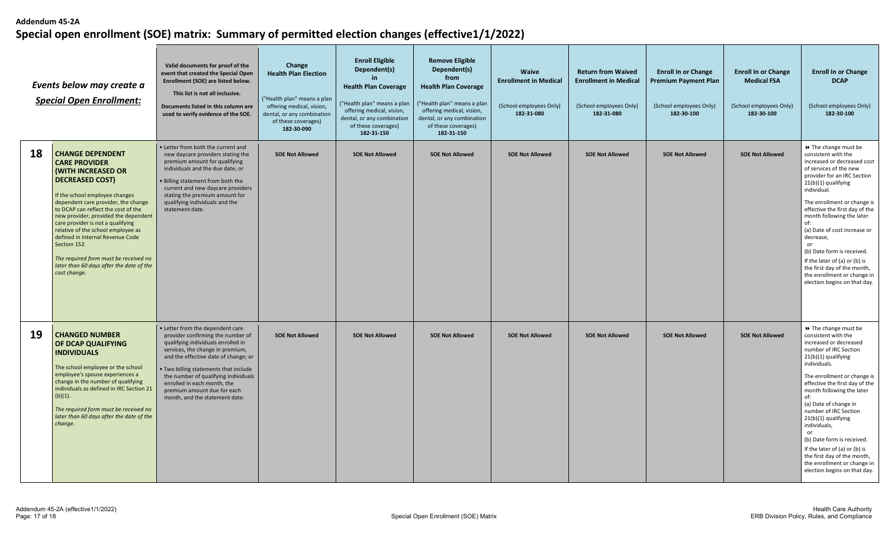Addendum 45-2A

# Special open enrollment (SOE) matrix: Summary of permitted election changes (effective1/1/2022)

| | *Events below may create a Special Open Enrollment:* | **Valid documents for proof of the event that created the Special Open Enrollment (SOE) are listed below.** **This list is not all inclusive.** **Documents listed in this column are used to verify evidence of the SOE.** | **Change Health Plan Election** ("Health plan" means a plan offering medical, vision, dental, or any combination of these coverages) **182-30-090** | **Enroll Eligible Dependent(s) in Health Plan Coverage** ("Health plan" means a plan offering medical, vision, dental, or any combination of these coverages) **182-31-150** | **Remove Eligible Dependent(s) from Health Plan Coverage** ("Health plan" means a plan offering medical, vision, dental, or any combination of these coverages) **182-31-150** | **Waive Enrollment in Medical** (School employees Only) **182-31-080** | **Return from Waived Enrollment in Medical** (School employees Only) **182-31-080** | **Enroll In or Change Premium Payment Plan** (School employees Only) **182-30-100** | **Enroll In or Change Medical FSA** (School employees Only) **182-30-100** | **Enroll In or Change DCAP** (School employees Only) **182-30-100** |
|---|---|---|---|---|---|---|---|---|---|---|
| **18** | **CHANGE DEPENDENT CARE PROVIDER (WITH INCREASED OR DECREASED COST)** If the school employee changes dependent care provider, the change to DCAP can reflect the cost of the new provider, provided the dependent care provider is not a qualifying relative of the school employee as defined in Internal Revenue Code Section 152. *The required form must be received no later than 60 days after the date of the cost change.* | • Letter from both the current and new daycare providers stating the premium amount for qualifying individuals and the due date; or • Billing statement from both the current and new daycare providers stating the premium amount for qualifying individuals and the statement date. | **SOE Not Allowed** | **SOE Not Allowed** | **SOE Not Allowed** | **SOE Not Allowed** | **SOE Not Allowed** | **SOE Not Allowed** | **SOE Not Allowed** | ⏩ The change must be consistent with the increased or decreased cost of services of the new provider for an IRC Section 21(b)(1) qualifying individual. The enrollment or change is effective the first day of the month following the later of: (a) Date of cost increase or decrease, or (b) Date form is received. If the later of (a) or (b) is the first day of the month, the enrollment or change in election begins on that day. |
| **19** | **CHANGED NUMBER OF DCAP QUALIFYING INDIVIDUALS** The school employee or the school employee's spouse experiences a change in the number of qualifying individuals as defined in IRC Section 21 (b)(1). *The required form must be received no later than 60 days after the date of the change.* | • Letter from the dependent care provider confirming the number of qualifying individuals enrolled in services, the change in premium, and the effective date of change; or • Two billing statements that include the number of qualifying individuals enrolled in each month, the premium amount due for each month, and the statement date. | **SOE Not Allowed** | **SOE Not Allowed** | **SOE Not Allowed** | **SOE Not Allowed** | **SOE Not Allowed** | **SOE Not Allowed** | **SOE Not Allowed** | ⏩ The change must be consistent with the increased or decreased number of IRC Section 21(b)(1) qualifying individuals. The enrollment or change is effective the first day of the month following the later of: (a) Date of change in number of IRC Section 21(b)(1) qualifying individuals, or (b) Date form is received. If the later of (a) or (b) is the first day of the month, the enrollment or change in election begins on that day. |

Addendum 45-2A (effective1/1/2022)

Special Open Enrollment (SOE) Matrix

Health Care Authority
ERB Division Policy, Rules, and Compliance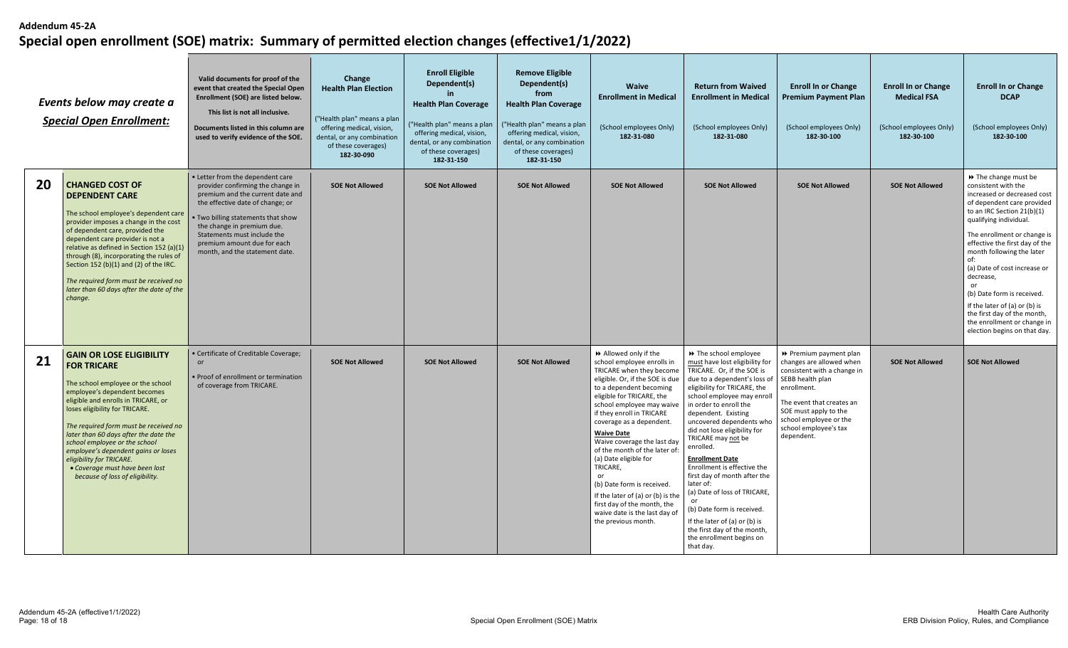**Addendum 45-2A**

# Special open enrollment (SOE) matrix: Summary of permitted election changes (effective1/1/2022)

| | *Events below may create a Special Open Enrollment:* | Valid documents for proof of the event that created the Special Open Enrollment (SOE) are listed below. This list is not all inclusive. Documents listed in this column are used to verify evidence of the SOE. | Change Health Plan Election ("Health plan" means a plan offering medical, vision, dental, or any combination of these coverages) 182-30-090 | Enroll Eligible Dependent(s) in Health Plan Coverage ("Health plan" means a plan offering medical, vision, dental, or any combination of these coverages) 182-31-150 | Remove Eligible Dependent(s) from Health Plan Coverage ("Health plan" means a plan offering medical, vision, dental, or any combination of these coverages) 182-31-150 | Waive Enrollment in Medical (School employees Only) 182-31-080 | Return from Waived Enrollment in Medical (School employees Only) 182-31-080 | Enroll In or Change Premium Payment Plan (School employees Only) 182-30-100 | Enroll In or Change Medical FSA (School employees Only) 182-30-100 | Enroll In or Change DCAP (School employees Only) 182-30-100 |
|---|---|---|---|---|---|---|---|---|---|---|
| **20** | **CHANGED COST OF DEPENDENT CARE**<br>The school employee's dependent care provider imposes a change in the cost of dependent care, provided the dependent care provider is not a relative as defined in Section 152 (a)(1) through (8), incorporating the rules of Section 152 (b)(1) and (2) of the IRC.<br>*The required form must be received no later than 60 days after the date of the change.* | • Letter from the dependent care provider confirming the change in premium and the current date and the effective date of change; or<br>• Two billing statements that show the change in premium due. Statements must include the premium amount due for each month, and the statement date. | **SOE Not Allowed** | **SOE Not Allowed** | **SOE Not Allowed** | **SOE Not Allowed** | **SOE Not Allowed** | **SOE Not Allowed** | **SOE Not Allowed** | ⏩ The change must be consistent with the increased or decreased cost of dependent care provided to an IRC Section 21(b)(1) qualifying individual.<br>The enrollment or change is effective the first day of the month following the later of:<br>(a) Date of cost increase or decrease,<br>or<br>(b) Date form is received.<br>If the later of (a) or (b) is the first day of the month, the enrollment or change in election begins on that day. |
| **21** | **GAIN OR LOSE ELIGIBILITY FOR TRICARE**<br>The school employee or the school employee's dependent becomes eligible and enrolls in TRICARE, or loses eligibility for TRICARE.<br>*The required form must be received no later than 60 days after the date the school employee or the school employee's dependent gains or loses eligibility for TRICARE.*<br>• *Coverage must have been lost because of loss of eligibility.* | • Certificate of Creditable Coverage; or<br>• Proof of enrollment or termination of coverage from TRICARE. | **SOE Not Allowed** | **SOE Not Allowed** | **SOE Not Allowed** | ⏩ Allowed only if the school employee enrolls in TRICARE when they become eligible. Or, if the SOE is due to a dependent becoming eligible for TRICARE, the school employee may waive if they enroll in TRICARE coverage as a dependent.<br>**Waive Date**<br>Waive coverage the last day of the month of the later of:<br>(a) Date eligible for TRICARE,<br>or<br>(b) Date form is received.<br>If the later of (a) or (b) is the first day of the month, the waive date is the last day of the previous month. | ⏩ The school employee must have lost eligibility for TRICARE. Or, if the SOE is due to a dependent's loss of eligibility for TRICARE, the school employee may enroll in order to enroll the dependent. Existing uncovered dependents who did not lose eligibility for TRICARE may not be enrolled.<br>**Enrollment Date**<br>Enrollment is effective the first day of month after the later of:<br>(a) Date of loss of TRICARE,<br>or<br>(b) Date form is received.<br>If the later of (a) or (b) is the first day of the month, the enrollment begins on that day. | ⏩ Premium payment plan changes are allowed when consistent with a change in SEBB health plan enrollment.<br>The event that creates an SOE must apply to the school employee or the school employee's tax dependent. | **SOE Not Allowed** | **SOE Not Allowed** |

Addendum 45-2A (effective1/1/2022)

Special Open Enrollment (SOE) Matrix

Health Care Authority
ERB Division Policy, Rules, and Compliance